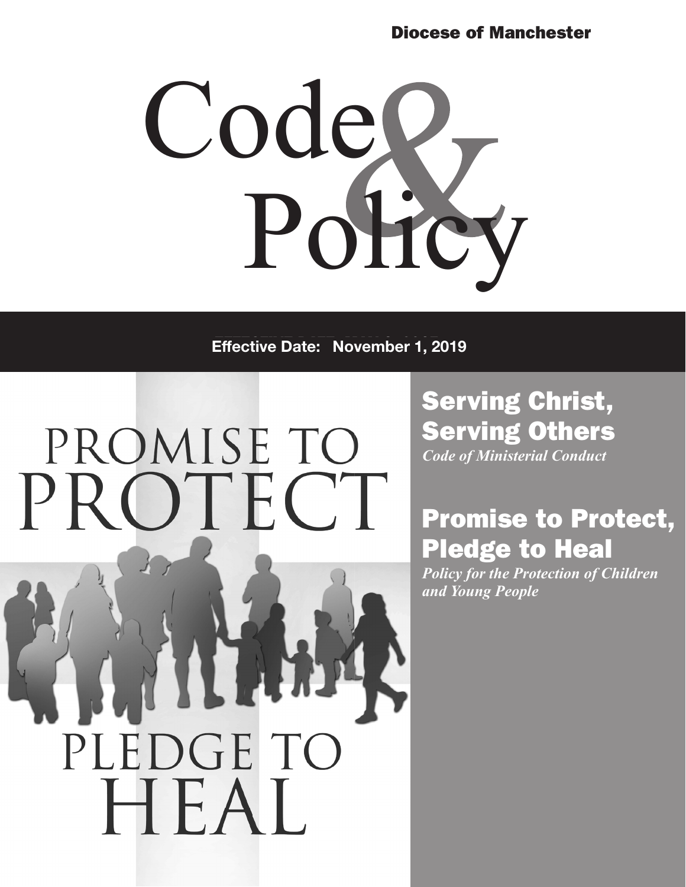Diocese of Manchester

# Code & Policy

**Effective Date: November 1, 2019**

PROMISE TO PROTECT

PLEDGE TO HEAL

## Serving Christ, Serving Others

***Code of Ministerial Conduct***

## Promise to Protect, Pledge to Heal

***Policy for the Protection of Children and Young People***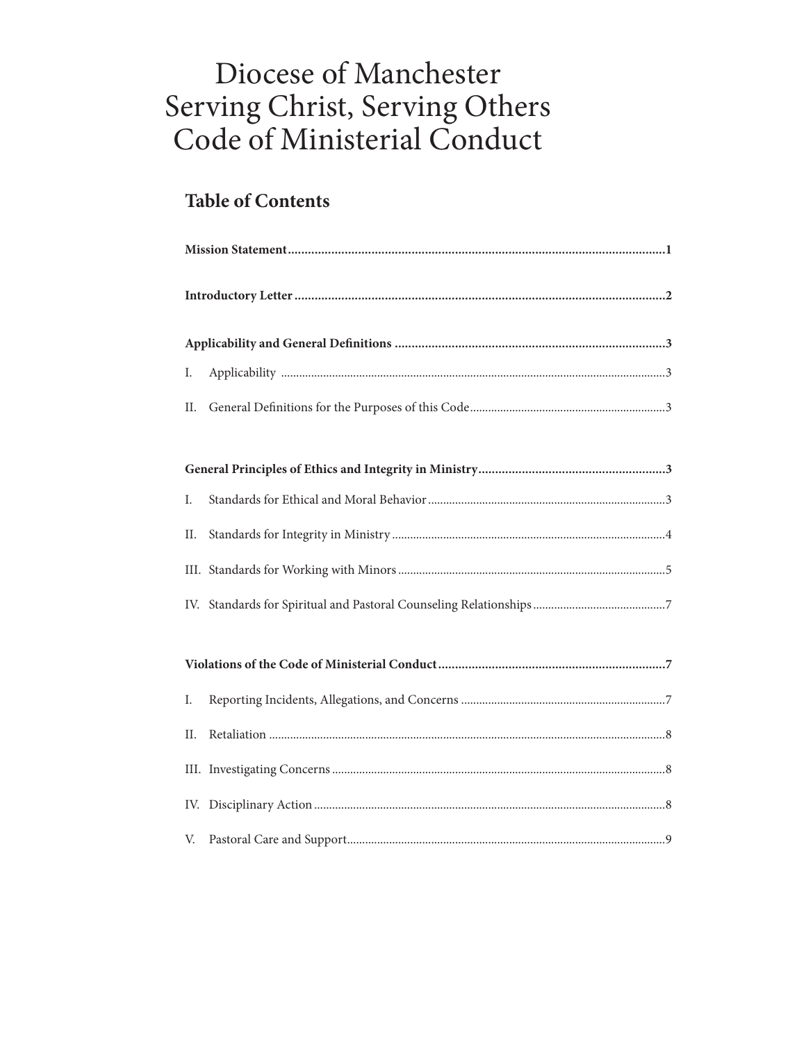# Diocese of Manchester
# Serving Christ, Serving Others
# Code of Ministerial Conduct

## Table of Contents

**Mission Statement** ..... **1**

**Introductory Letter** ..... **2**

**Applicability and General Definitions** ..... **3**

I. Applicability ..... 3

II. General Definitions for the Purposes of this Code ..... 3

**General Principles of Ethics and Integrity in Ministry** ..... **3**

I. Standards for Ethical and Moral Behavior ..... 3

II. Standards for Integrity in Ministry ..... 4

III. Standards for Working with Minors ..... 5

IV. Standards for Spiritual and Pastoral Counseling Relationships ..... 7

**Violations of the Code of Ministerial Conduct** ..... **7**

I. Reporting Incidents, Allegations, and Concerns ..... 7

II. Retaliation ..... 8

III. Investigating Concerns ..... 8

IV. Disciplinary Action ..... 8

V. Pastoral Care and Support ..... 9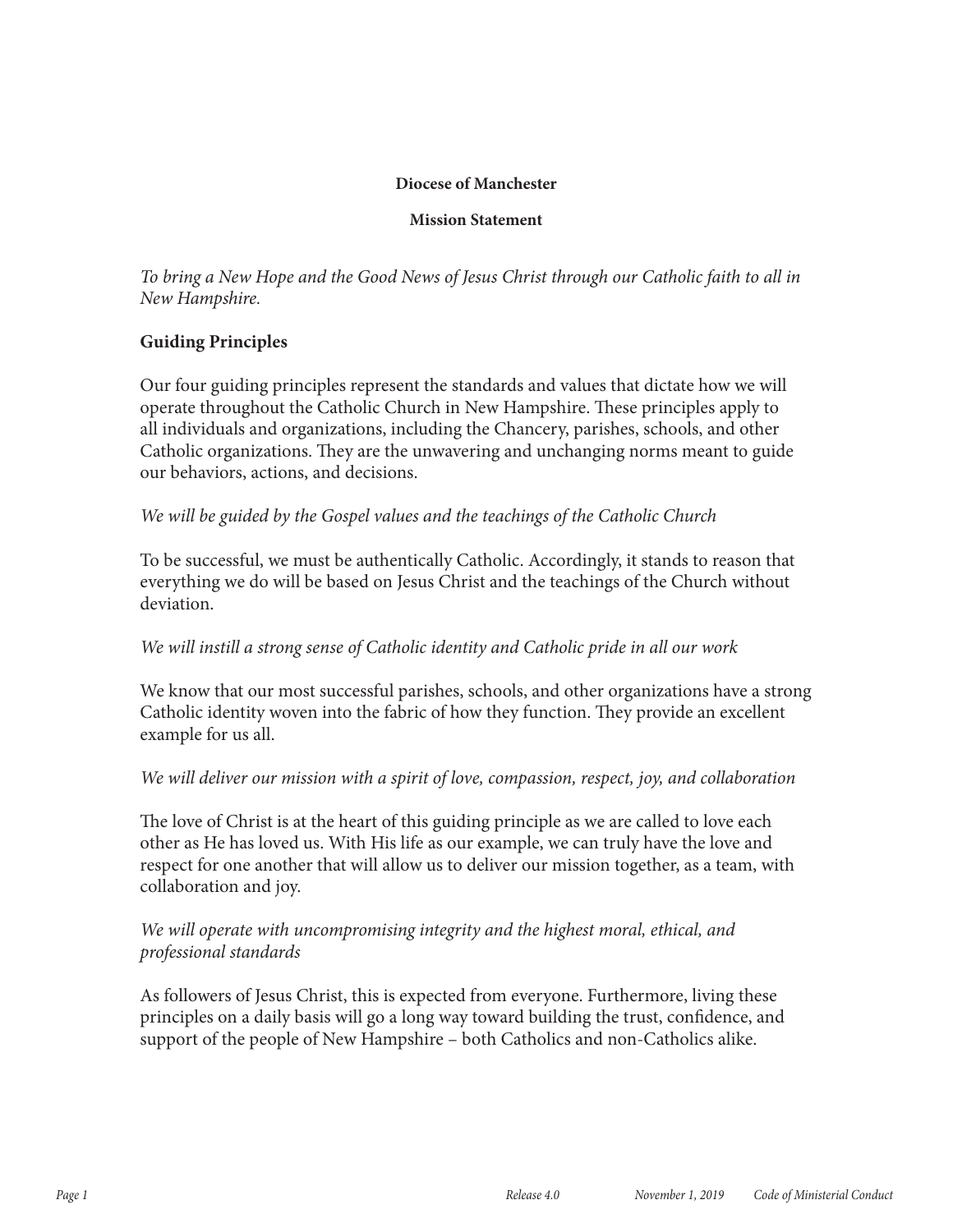**Diocese of Manchester**

**Mission Statement**

*To bring a New Hope and the Good News of Jesus Christ through our Catholic faith to all in New Hampshire.*

## Guiding Principles

Our four guiding principles represent the standards and values that dictate how we will operate throughout the Catholic Church in New Hampshire. These principles apply to all individuals and organizations, including the Chancery, parishes, schools, and other Catholic organizations. They are the unwavering and unchanging norms meant to guide our behaviors, actions, and decisions.

*We will be guided by the Gospel values and the teachings of the Catholic Church*

To be successful, we must be authentically Catholic. Accordingly, it stands to reason that everything we do will be based on Jesus Christ and the teachings of the Church without deviation.

*We will instill a strong sense of Catholic identity and Catholic pride in all our work*

We know that our most successful parishes, schools, and other organizations have a strong Catholic identity woven into the fabric of how they function. They provide an excellent example for us all.

*We will deliver our mission with a spirit of love, compassion, respect, joy, and collaboration*

The love of Christ is at the heart of this guiding principle as we are called to love each other as He has loved us. With His life as our example, we can truly have the love and respect for one another that will allow us to deliver our mission together, as a team, with collaboration and joy.

*We will operate with uncompromising integrity and the highest moral, ethical, and professional standards*

As followers of Jesus Christ, this is expected from everyone. Furthermore, living these principles on a daily basis will go a long way toward building the trust, confidence, and support of the people of New Hampshire – both Catholics and non-Catholics alike.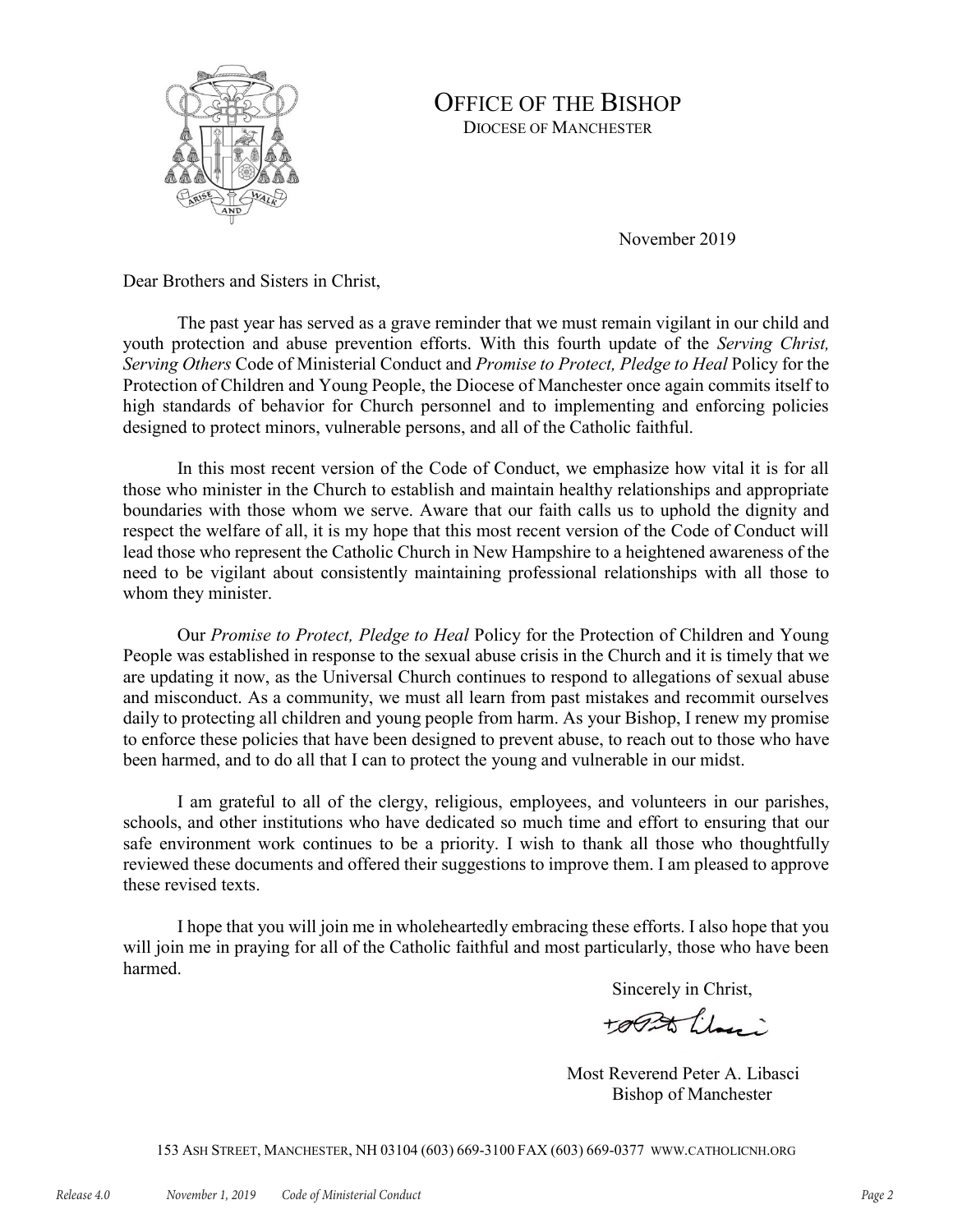# OFFICE OF THE BISHOP

DIOCESE OF MANCHESTER

November 2019

Dear Brothers and Sisters in Christ,

The past year has served as a grave reminder that we must remain vigilant in our child and youth protection and abuse prevention efforts. With this fourth update of the *Serving Christ, Serving Others* Code of Ministerial Conduct and *Promise to Protect, Pledge to Heal* Policy for the Protection of Children and Young People, the Diocese of Manchester once again commits itself to high standards of behavior for Church personnel and to implementing and enforcing policies designed to protect minors, vulnerable persons, and all of the Catholic faithful.

In this most recent version of the Code of Conduct, we emphasize how vital it is for all those who minister in the Church to establish and maintain healthy relationships and appropriate boundaries with those whom we serve. Aware that our faith calls us to uphold the dignity and respect the welfare of all, it is my hope that this most recent version of the Code of Conduct will lead those who represent the Catholic Church in New Hampshire to a heightened awareness of the need to be vigilant about consistently maintaining professional relationships with all those to whom they minister.

Our *Promise to Protect, Pledge to Heal* Policy for the Protection of Children and Young People was established in response to the sexual abuse crisis in the Church and it is timely that we are updating it now, as the Universal Church continues to respond to allegations of sexual abuse and misconduct. As a community, we must all learn from past mistakes and recommit ourselves daily to protecting all children and young people from harm. As your Bishop, I renew my promise to enforce these policies that have been designed to prevent abuse, to reach out to those who have been harmed, and to do all that I can to protect the young and vulnerable in our midst.

I am grateful to all of the clergy, religious, employees, and volunteers in our parishes, schools, and other institutions who have dedicated so much time and effort to ensuring that our safe environment work continues to be a priority. I wish to thank all those who thoughtfully reviewed these documents and offered their suggestions to improve them. I am pleased to approve these revised texts.

I hope that you will join me in wholeheartedly embracing these efforts. I also hope that you will join me in praying for all of the Catholic faithful and most particularly, those who have been harmed.

Sincerely in Christ,

Most Reverend Peter A. Libasci
Bishop of Manchester

153 ASH STREET, MANCHESTER, NH 03104 (603) 669-3100 FAX (603) 669-0377 WWW.CATHOLICNH.ORG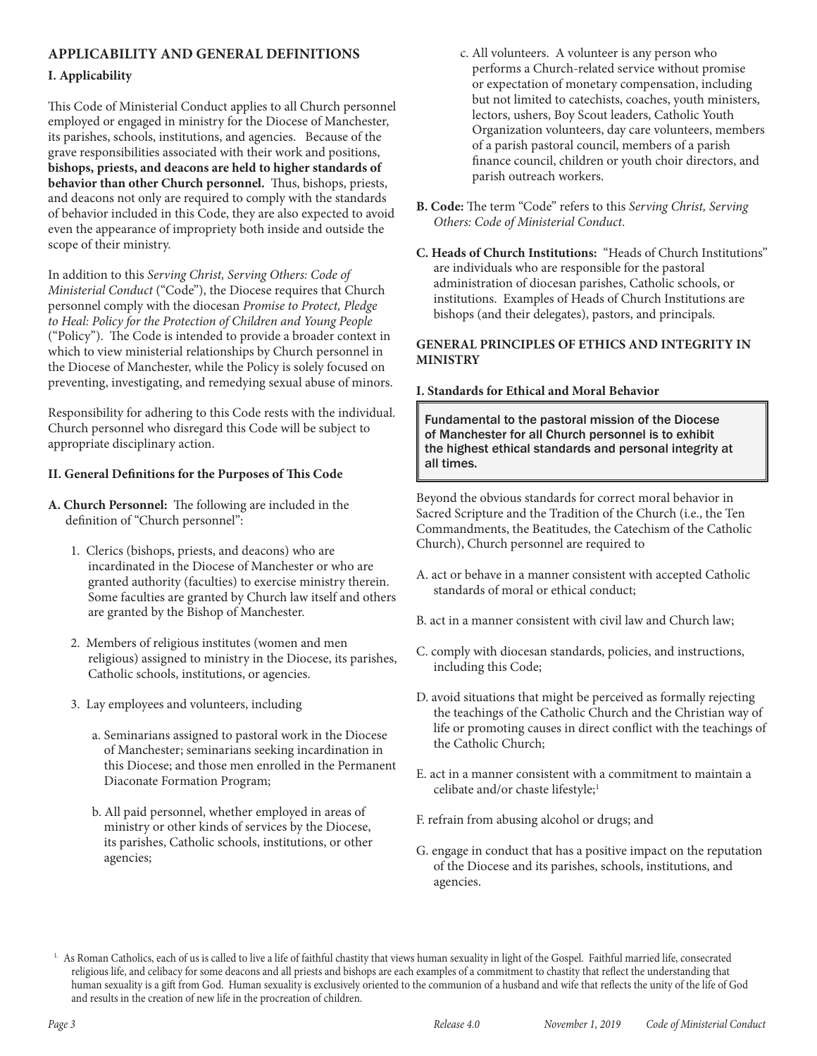## APPLICABILITY AND GENERAL DEFINITIONS

### I. Applicability

This Code of Ministerial Conduct applies to all Church personnel employed or engaged in ministry for the Diocese of Manchester, its parishes, schools, institutions, and agencies. Because of the grave responsibilities associated with their work and positions, **bishops, priests, and deacons are held to higher standards of behavior than other Church personnel.** Thus, bishops, priests, and deacons not only are required to comply with the standards of behavior included in this Code, they are also expected to avoid even the appearance of impropriety both inside and outside the scope of their ministry.

In addition to this *Serving Christ, Serving Others: Code of Ministerial Conduct* ("Code"), the Diocese requires that Church personnel comply with the diocesan *Promise to Protect, Pledge to Heal: Policy for the Protection of Children and Young People* ("Policy"). The Code is intended to provide a broader context in which to view ministerial relationships by Church personnel in the Diocese of Manchester, while the Policy is solely focused on preventing, investigating, and remedying sexual abuse of minors.

Responsibility for adhering to this Code rests with the individual. Church personnel who disregard this Code will be subject to appropriate disciplinary action.

### II. General Definitions for the Purposes of This Code

**A. Church Personnel:** The following are included in the definition of "Church personnel":

1. Clerics (bishops, priests, and deacons) who are incardinated in the Diocese of Manchester or who are granted authority (faculties) to exercise ministry therein. Some faculties are granted by Church law itself and others are granted by the Bishop of Manchester.
2. Members of religious institutes (women and men religious) assigned to ministry in the Diocese, its parishes, Catholic schools, institutions, or agencies.
3. Lay employees and volunteers, including
   a. Seminarians assigned to pastoral work in the Diocese of Manchester; seminarians seeking incardination in this Diocese; and those men enrolled in the Permanent Diaconate Formation Program;
   b. All paid personnel, whether employed in areas of ministry or other kinds of services by the Diocese, its parishes, Catholic schools, institutions, or other agencies;
   c. All volunteers. A volunteer is any person who performs a Church-related service without promise or expectation of monetary compensation, including but not limited to catechists, coaches, youth ministers, lectors, ushers, Boy Scout leaders, Catholic Youth Organization volunteers, day care volunteers, members of a parish pastoral council, members of a parish finance council, children or youth choir directors, and parish outreach workers.

**B. Code:** The term "Code" refers to this *Serving Christ, Serving Others: Code of Ministerial Conduct*.

**C. Heads of Church Institutions:** "Heads of Church Institutions" are individuals who are responsible for the pastoral administration of diocesan parishes, Catholic schools, or institutions. Examples of Heads of Church Institutions are bishops (and their delegates), pastors, and principals.

## GENERAL PRINCIPLES OF ETHICS AND INTEGRITY IN MINISTRY

### I. Standards for Ethical and Moral Behavior

> Fundamental to the pastoral mission of the Diocese of Manchester for all Church personnel is to exhibit the highest ethical standards and personal integrity at all times.

Beyond the obvious standards for correct moral behavior in Sacred Scripture and the Tradition of the Church (i.e., the Ten Commandments, the Beatitudes, the Catechism of the Catholic Church), Church personnel are required to

A. act or behave in a manner consistent with accepted Catholic standards of moral or ethical conduct;

B. act in a manner consistent with civil law and Church law;

C. comply with diocesan standards, policies, and instructions, including this Code;

D. avoid situations that might be perceived as formally rejecting the teachings of the Catholic Church and the Christian way of life or promoting causes in direct conflict with the teachings of the Catholic Church;

E. act in a manner consistent with a commitment to maintain a celibate and/or chaste lifestyle;[1]

F. refrain from abusing alcohol or drugs; and

G. engage in conduct that has a positive impact on the reputation of the Diocese and its parishes, schools, institutions, and agencies.

[1] As Roman Catholics, each of us is called to live a life of faithful chastity that views human sexuality in light of the Gospel. Faithful married life, consecrated religious life, and celibacy for some deacons and all priests and bishops are each examples of a commitment to chastity that reflect the understanding that human sexuality is a gift from God. Human sexuality is exclusively oriented to the communion of a husband and wife that reflects the unity of the life of God and results in the creation of new life in the procreation of children.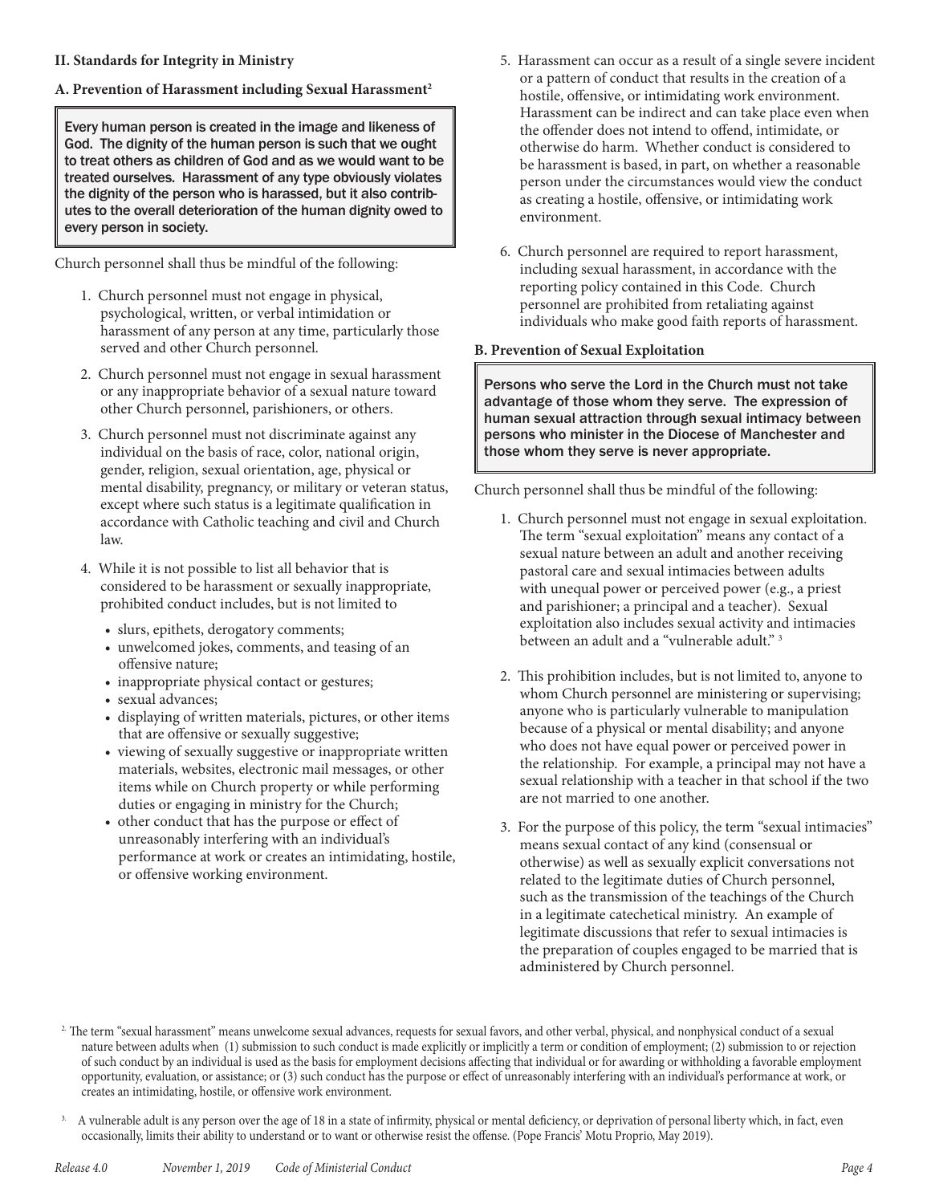### II. Standards for Integrity in Ministry

### A. Prevention of Harassment including Sexual Harassment[2]

> Every human person is created in the image and likeness of God. The dignity of the human person is such that we ought to treat others as children of God and as we would want to be treated ourselves. Harassment of any type obviously violates the dignity of the person who is harassed, but it also contributes to the overall deterioration of the human dignity owed to every person in society.

Church personnel shall thus be mindful of the following:

1. Church personnel must not engage in physical, psychological, written, or verbal intimidation or harassment of any person at any time, particularly those served and other Church personnel.
2. Church personnel must not engage in sexual harassment or any inappropriate behavior of a sexual nature toward other Church personnel, parishioners, or others.
3. Church personnel must not discriminate against any individual on the basis of race, color, national origin, gender, religion, sexual orientation, age, physical or mental disability, pregnancy, or military or veteran status, except where such status is a legitimate qualification in accordance with Catholic teaching and civil and Church law.
4. While it is not possible to list all behavior that is considered to be harassment or sexually inappropriate, prohibited conduct includes, but is not limited to
   - slurs, epithets, derogatory comments;
   - unwelcomed jokes, comments, and teasing of an offensive nature;
   - inappropriate physical contact or gestures;
   - sexual advances;
   - displaying of written materials, pictures, or other items that are offensive or sexually suggestive;
   - viewing of sexually suggestive or inappropriate written materials, websites, electronic mail messages, or other items while on Church property or while performing duties or engaging in ministry for the Church;
   - other conduct that has the purpose or effect of unreasonably interfering with an individual's performance at work or creates an intimidating, hostile, or offensive working environment.
5. Harassment can occur as a result of a single severe incident or a pattern of conduct that results in the creation of a hostile, offensive, or intimidating work environment. Harassment can be indirect and can take place even when the offender does not intend to offend, intimidate, or otherwise do harm. Whether conduct is considered to be harassment is based, in part, on whether a reasonable person under the circumstances would view the conduct as creating a hostile, offensive, or intimidating work environment.
6. Church personnel are required to report harassment, including sexual harassment, in accordance with the reporting policy contained in this Code. Church personnel are prohibited from retaliating against individuals who make good faith reports of harassment.

### B. Prevention of Sexual Exploitation

> Persons who serve the Lord in the Church must not take advantage of those whom they serve. The expression of human sexual attraction through sexual intimacy between persons who minister in the Diocese of Manchester and those whom they serve is never appropriate.

Church personnel shall thus be mindful of the following:

1. Church personnel must not engage in sexual exploitation. The term "sexual exploitation" means any contact of a sexual nature between an adult and another receiving pastoral care and sexual intimacies between adults with unequal power or perceived power (e.g., a priest and parishioner; a principal and a teacher). Sexual exploitation also includes sexual activity and intimacies between an adult and a "vulnerable adult."[3]
2. This prohibition includes, but is not limited to, anyone to whom Church personnel are ministering or supervising; anyone who is particularly vulnerable to manipulation because of a physical or mental disability; and anyone who does not have equal power or perceived power in the relationship. For example, a principal may not have a sexual relationship with a teacher in that school if the two are not married to one another.
3. For the purpose of this policy, the term "sexual intimacies" means sexual contact of any kind (consensual or otherwise) as well as sexually explicit conversations not related to the legitimate duties of Church personnel, such as the transmission of the teachings of the Church in a legitimate catechetical ministry. An example of legitimate discussions that refer to sexual intimacies is the preparation of couples engaged to be married that is administered by Church personnel.

[2] The term "sexual harassment" means unwelcome sexual advances, requests for sexual favors, and other verbal, physical, and nonphysical conduct of a sexual nature between adults when (1) submission to such conduct is made explicitly or implicitly a term or condition of employment; (2) submission to or rejection of such conduct by an individual is used as the basis for employment decisions affecting that individual or for awarding or withholding a favorable employment opportunity, evaluation, or assistance; or (3) such conduct has the purpose or effect of unreasonably interfering with an individual's performance at work, or creates an intimidating, hostile, or offensive work environment.

[3] A vulnerable adult is any person over the age of 18 in a state of infirmity, physical or mental deficiency, or deprivation of personal liberty which, in fact, even occasionally, limits their ability to understand or to want or otherwise resist the offense. (Pope Francis' Motu Proprio, May 2019).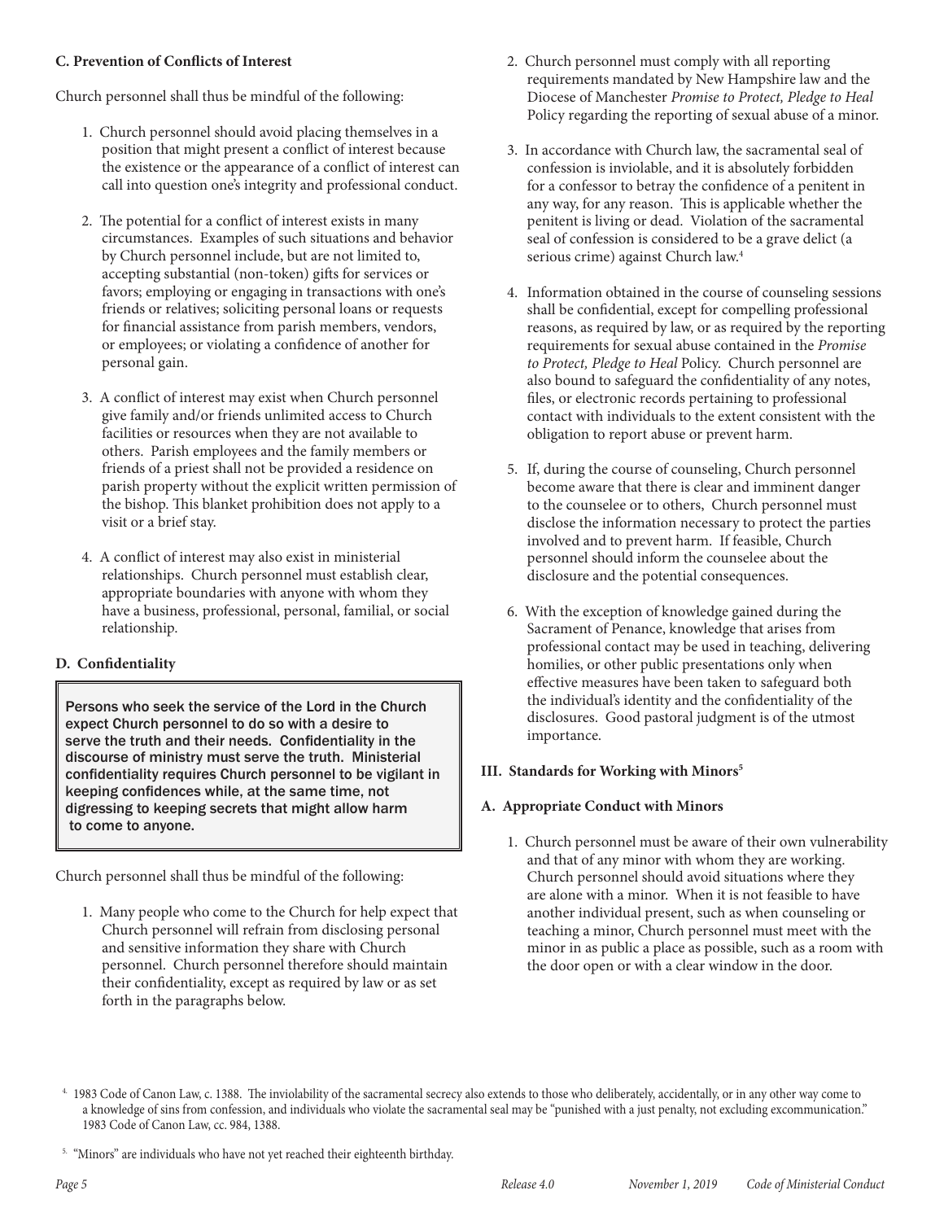**C. Prevention of Conflicts of Interest**

Church personnel shall thus be mindful of the following:

1. Church personnel should avoid placing themselves in a position that might present a conflict of interest because the existence or the appearance of a conflict of interest can call into question one's integrity and professional conduct.

2. The potential for a conflict of interest exists in many circumstances. Examples of such situations and behavior by Church personnel include, but are not limited to, accepting substantial (non-token) gifts for services or favors; employing or engaging in transactions with one's friends or relatives; soliciting personal loans or requests for financial assistance from parish members, vendors, or employees; or violating a confidence of another for personal gain.

3. A conflict of interest may exist when Church personnel give family and/or friends unlimited access to Church facilities or resources when they are not available to others. Parish employees and the family members or friends of a priest shall not be provided a residence on parish property without the explicit written permission of the bishop. This blanket prohibition does not apply to a visit or a brief stay.

4. A conflict of interest may also exist in ministerial relationships. Church personnel must establish clear, appropriate boundaries with anyone with whom they have a business, professional, personal, familial, or social relationship.

**D. Confidentiality**

**Persons who seek the service of the Lord in the Church expect Church personnel to do so with a desire to serve the truth and their needs. Confidentiality in the discourse of ministry must serve the truth. Ministerial confidentiality requires Church personnel to be vigilant in keeping confidences while, at the same time, not digressing to keeping secrets that might allow harm to come to anyone.**

Church personnel shall thus be mindful of the following:

1. Many people who come to the Church for help expect that Church personnel will refrain from disclosing personal and sensitive information they share with Church personnel. Church personnel therefore should maintain their confidentiality, except as required by law or as set forth in the paragraphs below.

2. Church personnel must comply with all reporting requirements mandated by New Hampshire law and the Diocese of Manchester *Promise to Protect, Pledge to Heal* Policy regarding the reporting of sexual abuse of a minor.

3. In accordance with Church law, the sacramental seal of confession is inviolable, and it is absolutely forbidden for a confessor to betray the confidence of a penitent in any way, for any reason. This is applicable whether the penitent is living or dead. Violation of the sacramental seal of confession is considered to be a grave delict (a serious crime) against Church law.[4]

4. Information obtained in the course of counseling sessions shall be confidential, except for compelling professional reasons, as required by law, or as required by the reporting requirements for sexual abuse contained in the *Promise to Protect, Pledge to Heal* Policy. Church personnel are also bound to safeguard the confidentiality of any notes, files, or electronic records pertaining to professional contact with individuals to the extent consistent with the obligation to report abuse or prevent harm.

5. If, during the course of counseling, Church personnel become aware that there is clear and imminent danger to the counselee or to others, Church personnel must disclose the information necessary to protect the parties involved and to prevent harm. If feasible, Church personnel should inform the counselee about the disclosure and the potential consequences.

6. With the exception of knowledge gained during the Sacrament of Penance, knowledge that arises from professional contact may be used in teaching, delivering homilies, or other public presentations only when effective measures have been taken to safeguard both the individual's identity and the confidentiality of the disclosures. Good pastoral judgment is of the utmost importance.

## III. Standards for Working with Minors[5]

**A. Appropriate Conduct with Minors**

1. Church personnel must be aware of their own vulnerability and that of any minor with whom they are working. Church personnel should avoid situations where they are alone with a minor. When it is not feasible to have another individual present, such as when counseling or teaching a minor, Church personnel must meet with the minor in as public a place as possible, such as a room with the door open or with a clear window in the door.

---

[4] 1983 Code of Canon Law, c. 1388. The inviolability of the sacramental secrecy also extends to those who deliberately, accidentally, or in any other way come to a knowledge of sins from confession, and individuals who violate the sacramental seal may be "punished with a just penalty, not excluding excommunication." 1983 Code of Canon Law, cc. 984, 1388.

[5] "Minors" are individuals who have not yet reached their eighteenth birthday.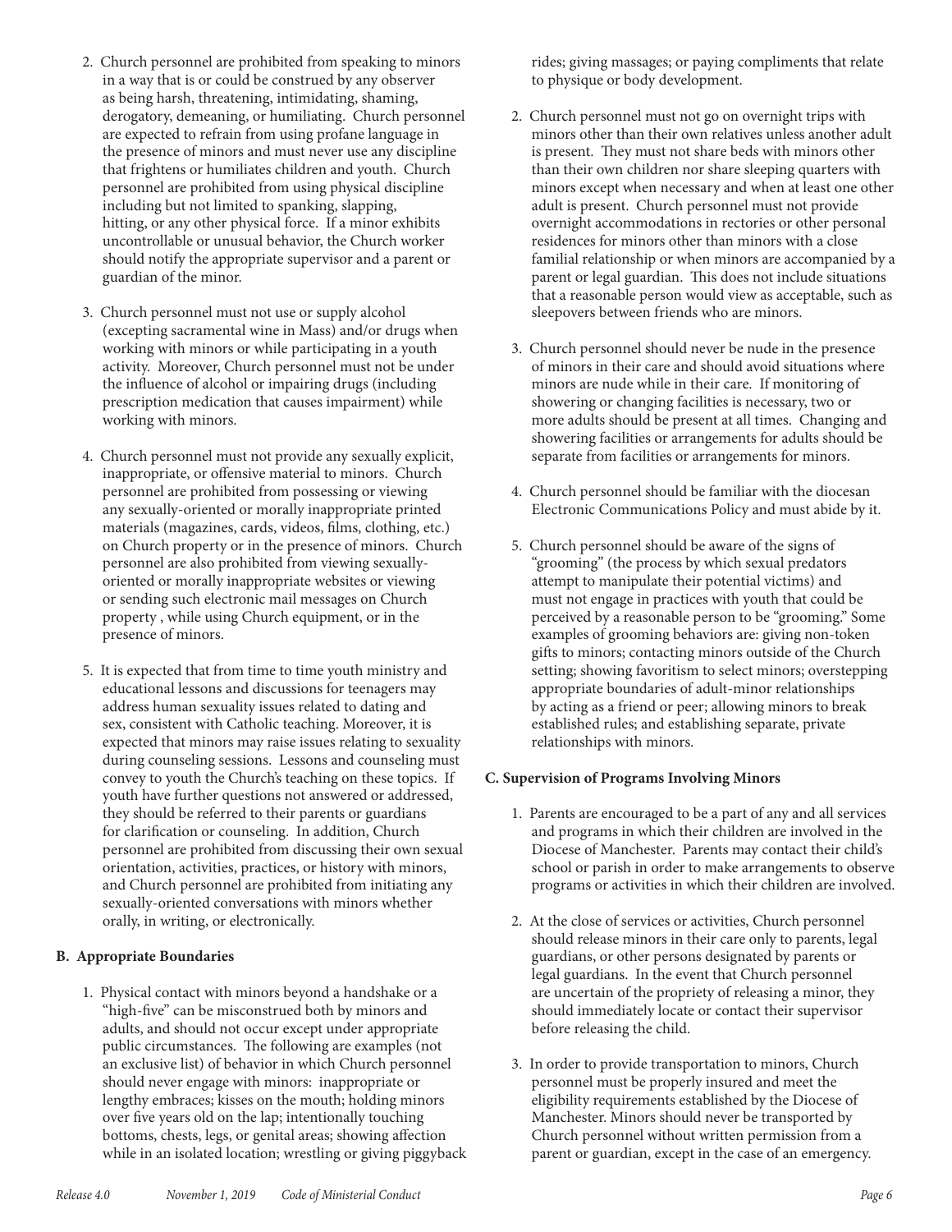2. Church personnel are prohibited from speaking to minors in a way that is or could be construed by any observer as being harsh, threatening, intimidating, shaming, derogatory, demeaning, or humiliating. Church personnel are expected to refrain from using profane language in the presence of minors and must never use any discipline that frightens or humiliates children and youth. Church personnel are prohibited from using physical discipline including but not limited to spanking, slapping, hitting, or any other physical force. If a minor exhibits uncontrollable or unusual behavior, the Church worker should notify the appropriate supervisor and a parent or guardian of the minor.

3. Church personnel must not use or supply alcohol (excepting sacramental wine in Mass) and/or drugs when working with minors or while participating in a youth activity. Moreover, Church personnel must not be under the influence of alcohol or impairing drugs (including prescription medication that causes impairment) while working with minors.

4. Church personnel must not provide any sexually explicit, inappropriate, or offensive material to minors. Church personnel are prohibited from possessing or viewing any sexually-oriented or morally inappropriate printed materials (magazines, cards, videos, films, clothing, etc.) on Church property or in the presence of minors. Church personnel are also prohibited from viewing sexually-oriented or morally inappropriate websites or viewing or sending such electronic mail messages on Church property , while using Church equipment, or in the presence of minors.

5. It is expected that from time to time youth ministry and educational lessons and discussions for teenagers may address human sexuality issues related to dating and sex, consistent with Catholic teaching. Moreover, it is expected that minors may raise issues relating to sexuality during counseling sessions. Lessons and counseling must convey to youth the Church's teaching on these topics. If youth have further questions not answered or addressed, they should be referred to their parents or guardians for clarification or counseling. In addition, Church personnel are prohibited from discussing their own sexual orientation, activities, practices, or history with minors, and Church personnel are prohibited from initiating any sexually-oriented conversations with minors whether orally, in writing, or electronically.

**B. Appropriate Boundaries**

1. Physical contact with minors beyond a handshake or a "high-five" can be misconstrued both by minors and adults, and should not occur except under appropriate public circumstances. The following are examples (not an exclusive list) of behavior in which Church personnel should never engage with minors: inappropriate or lengthy embraces; kisses on the mouth; holding minors over five years old on the lap; intentionally touching bottoms, chests, legs, or genital areas; showing affection while in an isolated location; wrestling or giving piggyback rides; giving massages; or paying compliments that relate to physique or body development.

2. Church personnel must not go on overnight trips with minors other than their own relatives unless another adult is present. They must not share beds with minors other than their own children nor share sleeping quarters with minors except when necessary and when at least one other adult is present. Church personnel must not provide overnight accommodations in rectories or other personal residences for minors other than minors with a close familial relationship or when minors are accompanied by a parent or legal guardian. This does not include situations that a reasonable person would view as acceptable, such as sleepovers between friends who are minors.

3. Church personnel should never be nude in the presence of minors in their care and should avoid situations where minors are nude while in their care. If monitoring of showering or changing facilities is necessary, two or more adults should be present at all times. Changing and showering facilities or arrangements for adults should be separate from facilities or arrangements for minors.

4. Church personnel should be familiar with the diocesan Electronic Communications Policy and must abide by it.

5. Church personnel should be aware of the signs of "grooming" (the process by which sexual predators attempt to manipulate their potential victims) and must not engage in practices with youth that could be perceived by a reasonable person to be "grooming." Some examples of grooming behaviors are: giving non-token gifts to minors; contacting minors outside of the Church setting; showing favoritism to select minors; overstepping appropriate boundaries of adult-minor relationships by acting as a friend or peer; allowing minors to break established rules; and establishing separate, private relationships with minors.

**C. Supervision of Programs Involving Minors**

1. Parents are encouraged to be a part of any and all services and programs in which their children are involved in the Diocese of Manchester. Parents may contact their child's school or parish in order to make arrangements to observe programs or activities in which their children are involved.

2. At the close of services or activities, Church personnel should release minors in their care only to parents, legal guardians, or other persons designated by parents or legal guardians. In the event that Church personnel are uncertain of the propriety of releasing a minor, they should immediately locate or contact their supervisor before releasing the child.

3. In order to provide transportation to minors, Church personnel must be properly insured and meet the eligibility requirements established by the Diocese of Manchester. Minors should never be transported by Church personnel without written permission from a parent or guardian, except in the case of an emergency.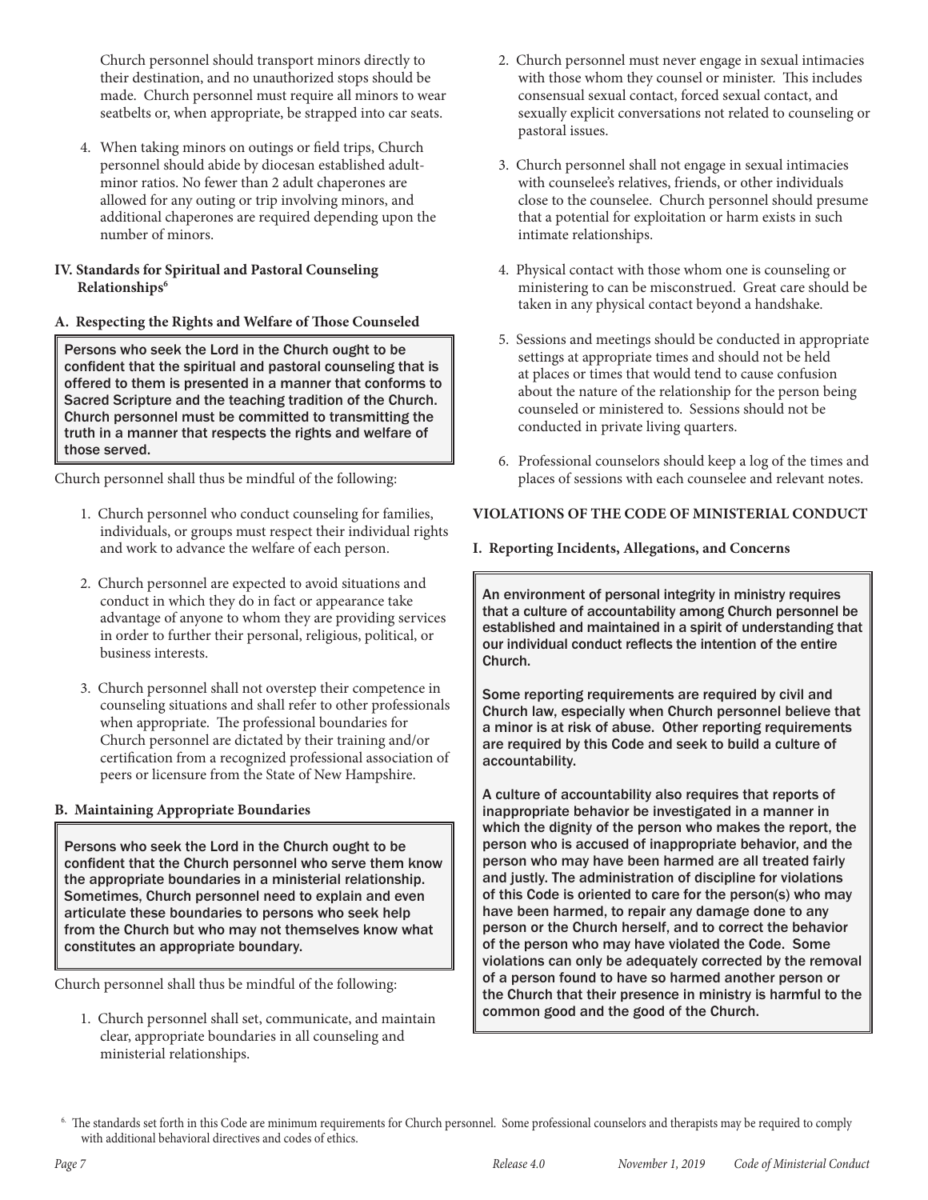Church personnel should transport minors directly to their destination, and no unauthorized stops should be made. Church personnel must require all minors to wear seatbelts or, when appropriate, be strapped into car seats.

4. When taking minors on outings or field trips, Church personnel should abide by diocesan established adult-minor ratios. No fewer than 2 adult chaperones are allowed for any outing or trip involving minors, and additional chaperones are required depending upon the number of minors.

### IV. Standards for Spiritual and Pastoral Counseling Relationships[6]

#### A. Respecting the Rights and Welfare of Those Counseled

**Persons who seek the Lord in the Church ought to be confident that the spiritual and pastoral counseling that is offered to them is presented in a manner that conforms to Sacred Scripture and the teaching tradition of the Church. Church personnel must be committed to transmitting the truth in a manner that respects the rights and welfare of those served.**

Church personnel shall thus be mindful of the following:

1. Church personnel who conduct counseling for families, individuals, or groups must respect their individual rights and work to advance the welfare of each person.

2. Church personnel are expected to avoid situations and conduct in which they do in fact or appearance take advantage of anyone to whom they are providing services in order to further their personal, religious, political, or business interests.

3. Church personnel shall not overstep their competence in counseling situations and shall refer to other professionals when appropriate. The professional boundaries for Church personnel are dictated by their training and/or certification from a recognized professional association of peers or licensure from the State of New Hampshire.

#### B. Maintaining Appropriate Boundaries

**Persons who seek the Lord in the Church ought to be confident that the Church personnel who serve them know the appropriate boundaries in a ministerial relationship. Sometimes, Church personnel need to explain and even articulate these boundaries to persons who seek help from the Church but who may not themselves know what constitutes an appropriate boundary.**

Church personnel shall thus be mindful of the following:

1. Church personnel shall set, communicate, and maintain clear, appropriate boundaries in all counseling and ministerial relationships.

2. Church personnel must never engage in sexual intimacies with those whom they counsel or minister. This includes consensual sexual contact, forced sexual contact, and sexually explicit conversations not related to counseling or pastoral issues.

3. Church personnel shall not engage in sexual intimacies with counselee's relatives, friends, or other individuals close to the counselee. Church personnel should presume that a potential for exploitation or harm exists in such intimate relationships.

4. Physical contact with those whom one is counseling or ministering to can be misconstrued. Great care should be taken in any physical contact beyond a handshake.

5. Sessions and meetings should be conducted in appropriate settings at appropriate times and should not be held at places or times that would tend to cause confusion about the nature of the relationship for the person being counseled or ministered to. Sessions should not be conducted in private living quarters.

6. Professional counselors should keep a log of the times and places of sessions with each counselee and relevant notes.

## VIOLATIONS OF THE CODE OF MINISTERIAL CONDUCT

### I. Reporting Incidents, Allegations, and Concerns

**An environment of personal integrity in ministry requires that a culture of accountability among Church personnel be established and maintained in a spirit of understanding that our individual conduct reflects the intention of the entire Church.**

**Some reporting requirements are required by civil and Church law, especially when Church personnel believe that a minor is at risk of abuse. Other reporting requirements are required by this Code and seek to build a culture of accountability.**

**A culture of accountability also requires that reports of inappropriate behavior be investigated in a manner in which the dignity of the person who makes the report, the person who is accused of inappropriate behavior, and the person who may have been harmed are all treated fairly and justly. The administration of discipline for violations of this Code is oriented to care for the person(s) who may have been harmed, to repair any damage done to any person or the Church herself, and to correct the behavior of the person who may have violated the Code. Some violations can only be adequately corrected by the removal of a person found to have so harmed another person or the Church that their presence in ministry is harmful to the common good and the good of the Church.**

[6] The standards set forth in this Code are minimum requirements for Church personnel. Some professional counselors and therapists may be required to comply with additional behavioral directives and codes of ethics.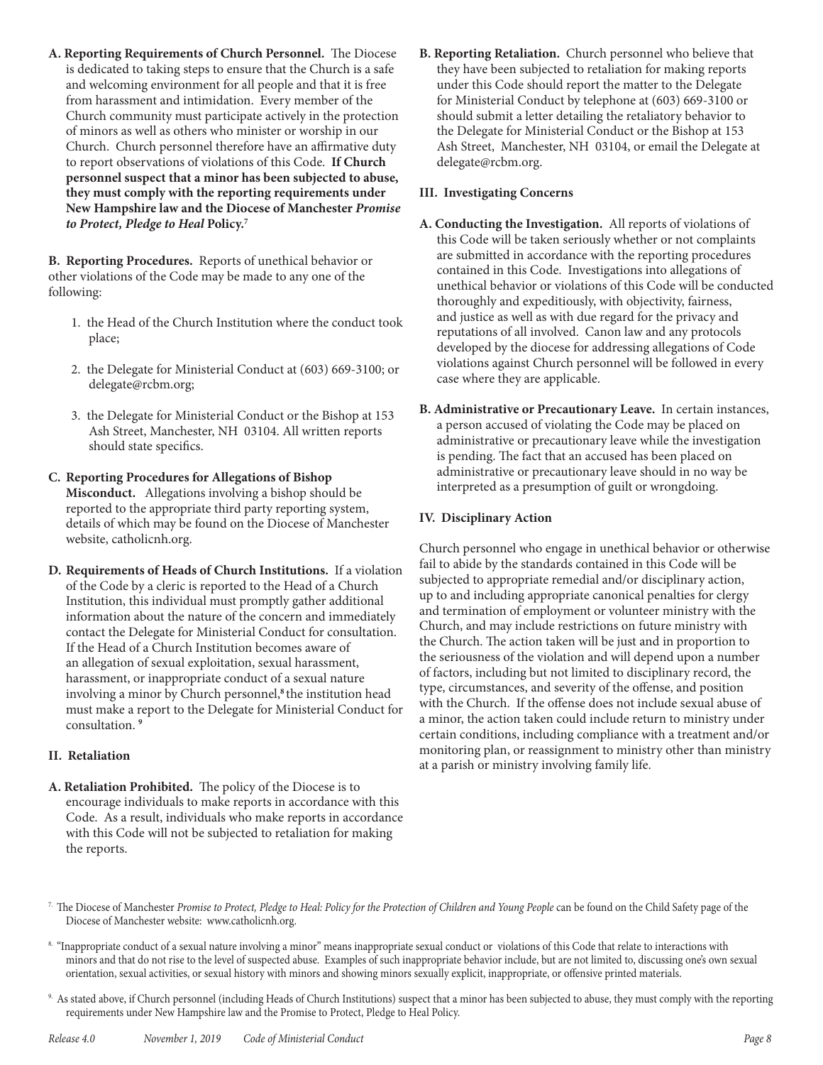**A. Reporting Requirements of Church Personnel.** The Diocese is dedicated to taking steps to ensure that the Church is a safe and welcoming environment for all people and that it is free from harassment and intimidation. Every member of the Church community must participate actively in the protection of minors as well as others who minister or worship in our Church. Church personnel therefore have an affirmative duty to report observations of violations of this Code. **If Church personnel suspect that a minor has been subjected to abuse, they must comply with the reporting requirements under New Hampshire law and the Diocese of Manchester *Promise to Protect, Pledge to Heal* Policy.**[7]

**B. Reporting Procedures.** Reports of unethical behavior or other violations of the Code may be made to any one of the following:

1. the Head of the Church Institution where the conduct took place;
2. the Delegate for Ministerial Conduct at (603) 669-3100; or delegate@rcbm.org;
3. the Delegate for Ministerial Conduct or the Bishop at 153 Ash Street, Manchester, NH 03104. All written reports should state specifics.

**C. Reporting Procedures for Allegations of Bishop Misconduct.** Allegations involving a bishop should be reported to the appropriate third party reporting system, details of which may be found on the Diocese of Manchester website, catholicnh.org.

**D. Requirements of Heads of Church Institutions.** If a violation of the Code by a cleric is reported to the Head of a Church Institution, this individual must promptly gather additional information about the nature of the concern and immediately contact the Delegate for Ministerial Conduct for consultation. If the Head of a Church Institution becomes aware of an allegation of sexual exploitation, sexual harassment, harassment, or inappropriate conduct of a sexual nature involving a minor by Church personnel,[8] the institution head must make a report to the Delegate for Ministerial Conduct for consultation.[9]

## II. Retaliation

**A. Retaliation Prohibited.** The policy of the Diocese is to encourage individuals to make reports in accordance with this Code. As a result, individuals who make reports in accordance with this Code will not be subjected to retaliation for making the reports.

**B. Reporting Retaliation.** Church personnel who believe that they have been subjected to retaliation for making reports under this Code should report the matter to the Delegate for Ministerial Conduct by telephone at (603) 669-3100 or should submit a letter detailing the retaliatory behavior to the Delegate for Ministerial Conduct or the Bishop at 153 Ash Street, Manchester, NH 03104, or email the Delegate at delegate@rcbm.org.

## III. Investigating Concerns

**A. Conducting the Investigation.** All reports of violations of this Code will be taken seriously whether or not complaints are submitted in accordance with the reporting procedures contained in this Code. Investigations into allegations of unethical behavior or violations of this Code will be conducted thoroughly and expeditiously, with objectivity, fairness, and justice as well as with due regard for the privacy and reputations of all involved. Canon law and any protocols developed by the diocese for addressing allegations of Code violations against Church personnel will be followed in every case where they are applicable.

**B. Administrative or Precautionary Leave.** In certain instances, a person accused of violating the Code may be placed on administrative or precautionary leave while the investigation is pending. The fact that an accused has been placed on administrative or precautionary leave should in no way be interpreted as a presumption of guilt or wrongdoing.

## IV. Disciplinary Action

Church personnel who engage in unethical behavior or otherwise fail to abide by the standards contained in this Code will be subjected to appropriate remedial and/or disciplinary action, up to and including appropriate canonical penalties for clergy and termination of employment or volunteer ministry with the Church, and may include restrictions on future ministry with the Church. The action taken will be just and in proportion to the seriousness of the violation and will depend upon a number of factors, including but not limited to disciplinary record, the type, circumstances, and severity of the offense, and position with the Church. If the offense does not include sexual abuse of a minor, the action taken could include return to ministry under certain conditions, including compliance with a treatment and/or monitoring plan, or reassignment to ministry other than ministry at a parish or ministry involving family life.

---

[7] The Diocese of Manchester *Promise to Protect, Pledge to Heal: Policy for the Protection of Children and Young People* can be found on the Child Safety page of the Diocese of Manchester website: www.catholicnh.org.

[8] "Inappropriate conduct of a sexual nature involving a minor" means inappropriate sexual conduct or violations of this Code that relate to interactions with minors and that do not rise to the level of suspected abuse. Examples of such inappropriate behavior include, but are not limited to, discussing one's own sexual orientation, sexual activities, or sexual history with minors and showing minors sexually explicit, inappropriate, or offensive printed materials.

[9] As stated above, if Church personnel (including Heads of Church Institutions) suspect that a minor has been subjected to abuse, they must comply with the reporting requirements under New Hampshire law and the Promise to Protect, Pledge to Heal Policy.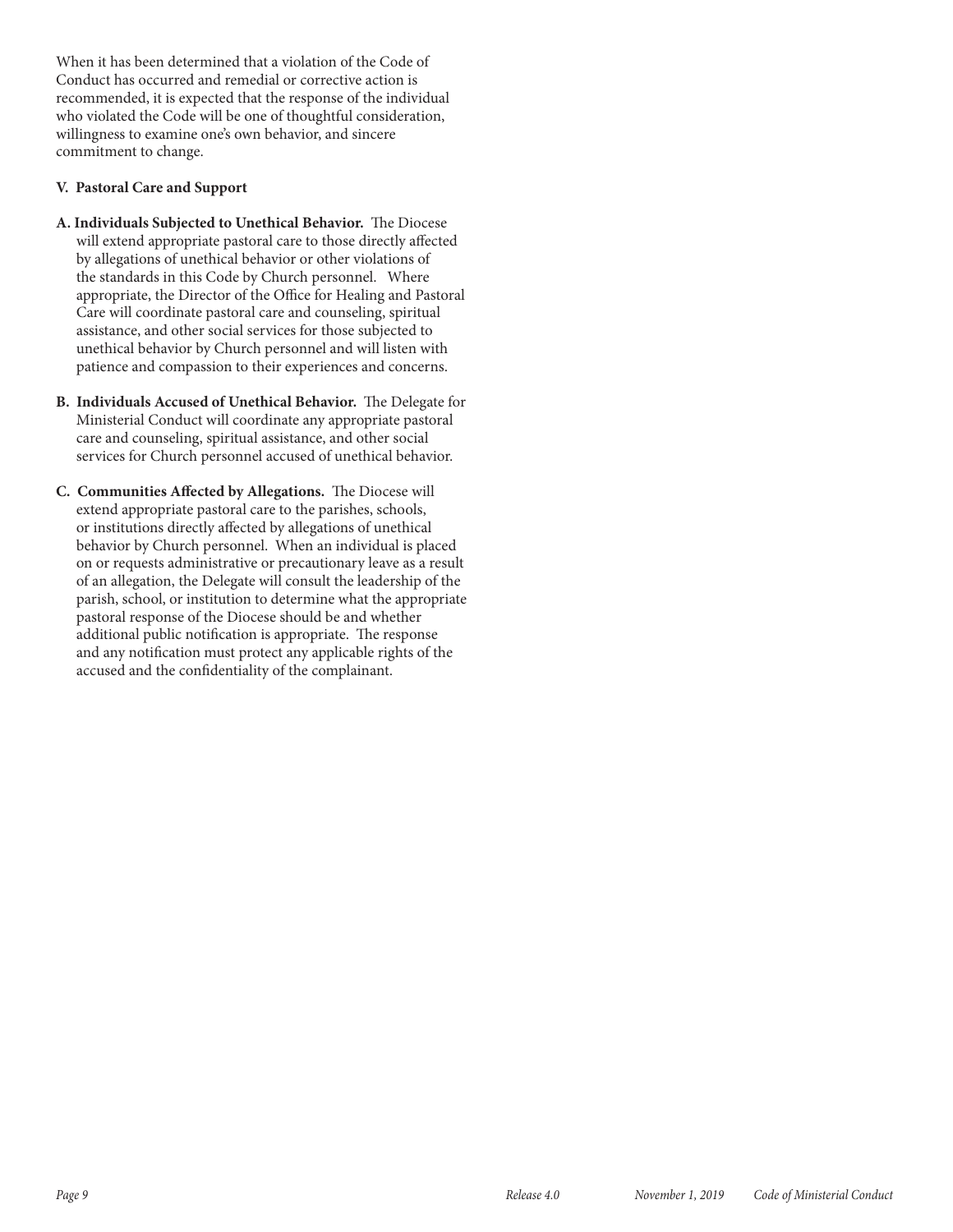When it has been determined that a violation of the Code of Conduct has occurred and remedial or corrective action is recommended, it is expected that the response of the individual who violated the Code will be one of thoughtful consideration, willingness to examine one's own behavior, and sincere commitment to change.

**V. Pastoral Care and Support**

**A. Individuals Subjected to Unethical Behavior.** The Diocese will extend appropriate pastoral care to those directly affected by allegations of unethical behavior or other violations of the standards in this Code by Church personnel. Where appropriate, the Director of the Office for Healing and Pastoral Care will coordinate pastoral care and counseling, spiritual assistance, and other social services for those subjected to unethical behavior by Church personnel and will listen with patience and compassion to their experiences and concerns.

**B. Individuals Accused of Unethical Behavior.** The Delegate for Ministerial Conduct will coordinate any appropriate pastoral care and counseling, spiritual assistance, and other social services for Church personnel accused of unethical behavior.

**C. Communities Affected by Allegations.** The Diocese will extend appropriate pastoral care to the parishes, schools, or institutions directly affected by allegations of unethical behavior by Church personnel. When an individual is placed on or requests administrative or precautionary leave as a result of an allegation, the Delegate will consult the leadership of the parish, school, or institution to determine what the appropriate pastoral response of the Diocese should be and whether additional public notification is appropriate. The response and any notification must protect any applicable rights of the accused and the confidentiality of the complainant.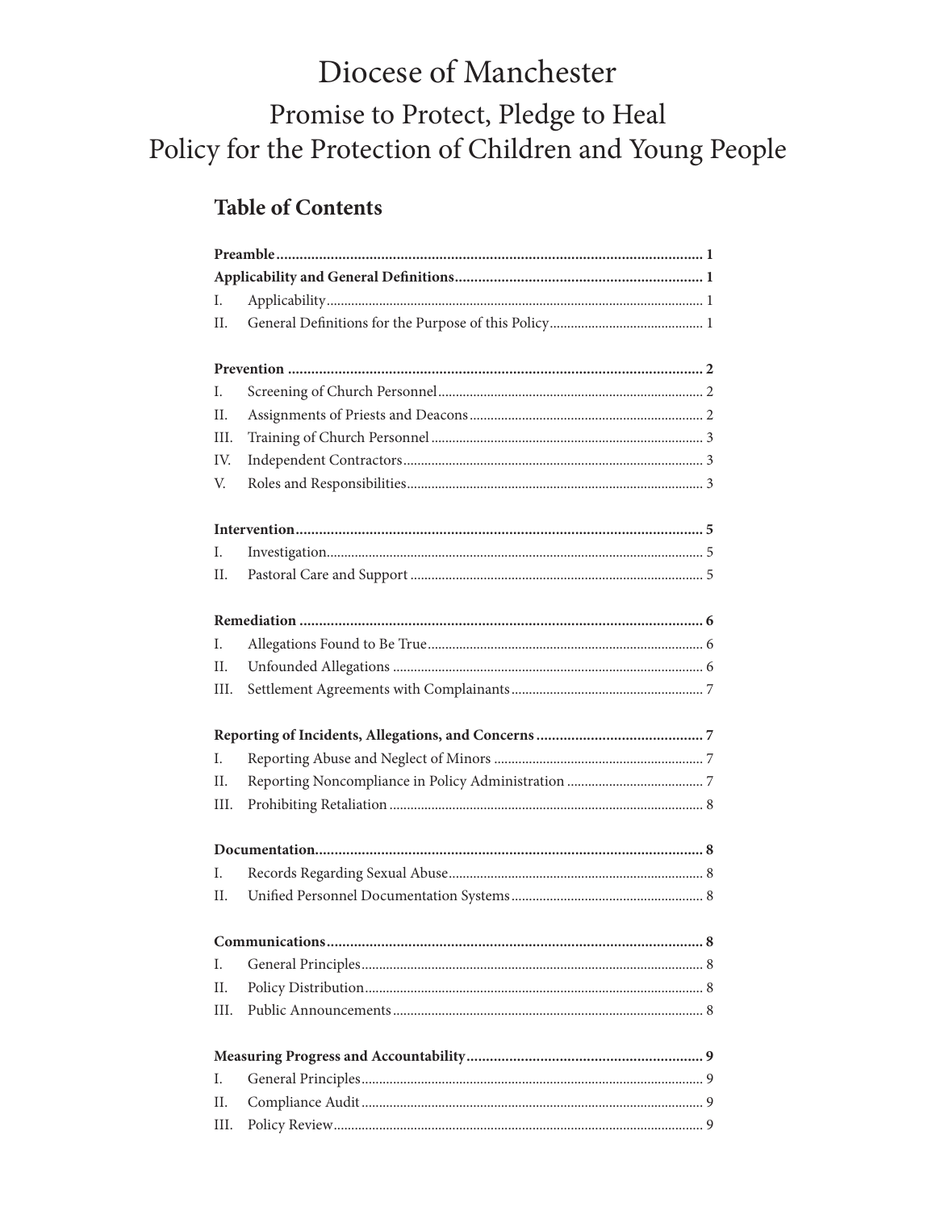# Diocese of Manchester

## Promise to Protect, Pledge to Heal

## Policy for the Protection of Children and Young People

### Table of Contents

**Preamble** ..... **1**

**Applicability and General Definitions** ..... **1**

I. Applicability ..... 1

II. General Definitions for the Purpose of this Policy ..... 1

**Prevention** ..... **2**

I. Screening of Church Personnel ..... 2

II. Assignments of Priests and Deacons ..... 2

III. Training of Church Personnel ..... 3

IV. Independent Contractors ..... 3

V. Roles and Responsibilities ..... 3

**Intervention** ..... **5**

I. Investigation ..... 5

II. Pastoral Care and Support ..... 5

**Remediation** ..... **6**

I. Allegations Found to Be True ..... 6

II. Unfounded Allegations ..... 6

III. Settlement Agreements with Complainants ..... 7

**Reporting of Incidents, Allegations, and Concerns** ..... **7**

I. Reporting Abuse and Neglect of Minors ..... 7

II. Reporting Noncompliance in Policy Administration ..... 7

III. Prohibiting Retaliation ..... 8

**Documentation** ..... **8**

I. Records Regarding Sexual Abuse ..... 8

II. Unified Personnel Documentation Systems ..... 8

**Communications** ..... **8**

I. General Principles ..... 8

II. Policy Distribution ..... 8

III. Public Announcements ..... 8

**Measuring Progress and Accountability** ..... **9**

I. General Principles ..... 9

II. Compliance Audit ..... 9

III. Policy Review ..... 9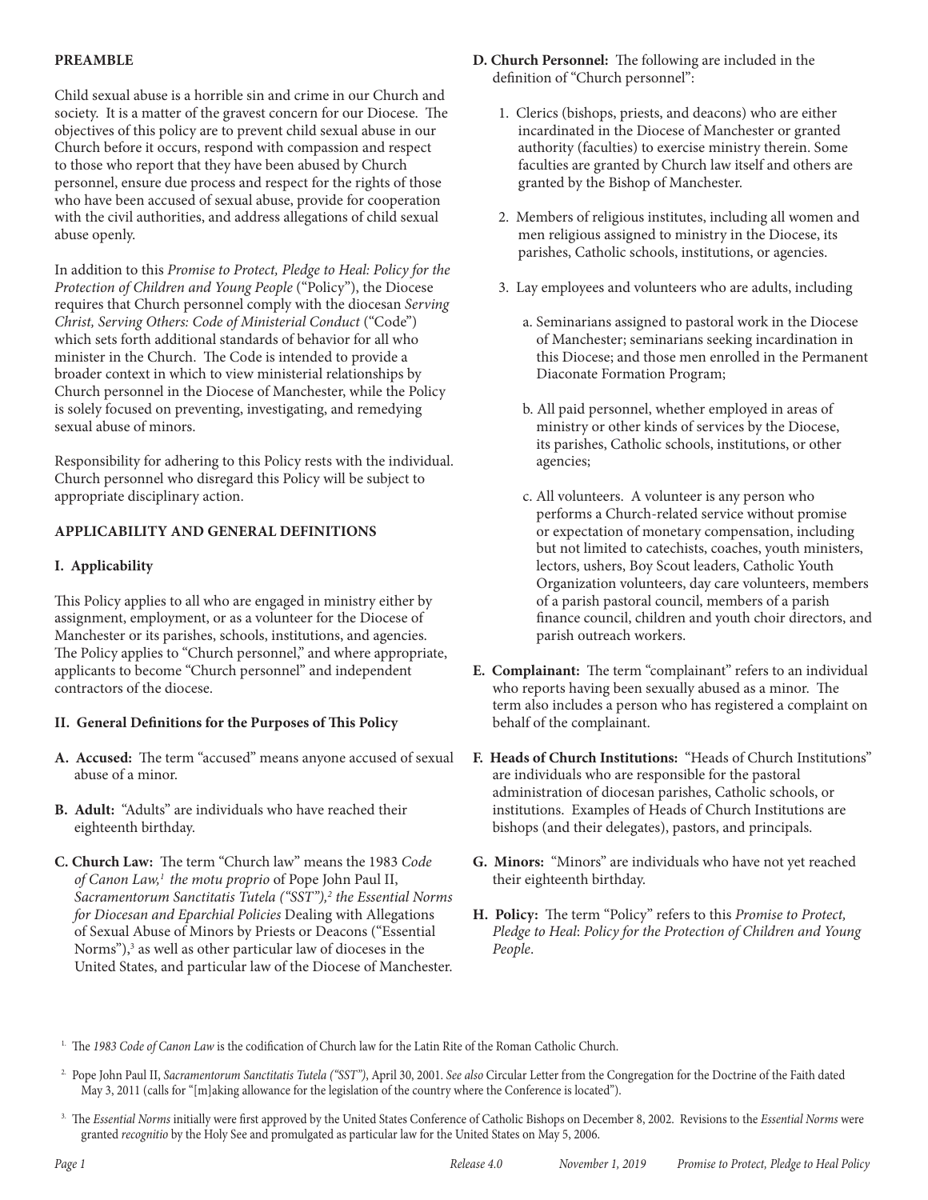**PREAMBLE**

Child sexual abuse is a horrible sin and crime in our Church and society. It is a matter of the gravest concern for our Diocese. The objectives of this policy are to prevent child sexual abuse in our Church before it occurs, respond with compassion and respect to those who report that they have been abused by Church personnel, ensure due process and respect for the rights of those who have been accused of sexual abuse, provide for cooperation with the civil authorities, and address allegations of child sexual abuse openly.

In addition to this *Promise to Protect, Pledge to Heal: Policy for the Protection of Children and Young People* ("Policy"), the Diocese requires that Church personnel comply with the diocesan *Serving Christ, Serving Others: Code of Ministerial Conduct* ("Code") which sets forth additional standards of behavior for all who minister in the Church. The Code is intended to provide a broader context in which to view ministerial relationships by Church personnel in the Diocese of Manchester, while the Policy is solely focused on preventing, investigating, and remedying sexual abuse of minors.

Responsibility for adhering to this Policy rests with the individual. Church personnel who disregard this Policy will be subject to appropriate disciplinary action.

**APPLICABILITY AND GENERAL DEFINITIONS**

**I. Applicability**

This Policy applies to all who are engaged in ministry either by assignment, employment, or as a volunteer for the Diocese of Manchester or its parishes, schools, institutions, and agencies. The Policy applies to "Church personnel," and where appropriate, applicants to become "Church personnel" and independent contractors of the diocese.

**II. General Definitions for the Purposes of This Policy**

**A. Accused:** The term "accused" means anyone accused of sexual abuse of a minor.

**B. Adult:** "Adults" are individuals who have reached their eighteenth birthday.

**C. Church Law:** The term "Church law" means the 1983 *Code of Canon Law,*[1] the *motu proprio* of Pope John Paul II, *Sacramentorum Sanctitatis Tutela ("SST"),*[2] *the Essential Norms for Diocesan and Eparchial Policies* Dealing with Allegations of Sexual Abuse of Minors by Priests or Deacons ("Essential Norms"),[3] as well as other particular law of dioceses in the United States, and particular law of the Diocese of Manchester.

**D. Church Personnel:** The following are included in the definition of "Church personnel":

1. Clerics (bishops, priests, and deacons) who are either incardinated in the Diocese of Manchester or granted authority (faculties) to exercise ministry therein. Some faculties are granted by Church law itself and others are granted by the Bishop of Manchester.

2. Members of religious institutes, including all women and men religious assigned to ministry in the Diocese, its parishes, Catholic schools, institutions, or agencies.

3. Lay employees and volunteers who are adults, including

   a. Seminarians assigned to pastoral work in the Diocese of Manchester; seminarians seeking incardination in this Diocese; and those men enrolled in the Permanent Diaconate Formation Program;

   b. All paid personnel, whether employed in areas of ministry or other kinds of services by the Diocese, its parishes, Catholic schools, institutions, or other agencies;

   c. All volunteers. A volunteer is any person who performs a Church-related service without promise or expectation of monetary compensation, including but not limited to catechists, coaches, youth ministers, lectors, ushers, Boy Scout leaders, Catholic Youth Organization volunteers, day care volunteers, members of a parish pastoral council, members of a parish finance council, children and youth choir directors, and parish outreach workers.

**E. Complainant:** The term "complainant" refers to an individual who reports having been sexually abused as a minor. The term also includes a person who has registered a complaint on behalf of the complainant.

**F. Heads of Church Institutions:** "Heads of Church Institutions" are individuals who are responsible for the pastoral administration of diocesan parishes, Catholic schools, or institutions. Examples of Heads of Church Institutions are bishops (and their delegates), pastors, and principals.

**G. Minors:** "Minors" are individuals who have not yet reached their eighteenth birthday.

**H. Policy:** The term "Policy" refers to this *Promise to Protect, Pledge to Heal*: *Policy for the Protection of Children and Young People*.

---

[1] The *1983 Code of Canon Law* is the codification of Church law for the Latin Rite of the Roman Catholic Church.

[2] Pope John Paul II, *Sacramentorum Sanctitatis Tutela ("SST")*, April 30, 2001. *See also* Circular Letter from the Congregation for the Doctrine of the Faith dated May 3, 2011 (calls for "[m]aking allowance for the legislation of the country where the Conference is located").

[3] The *Essential Norms* initially were first approved by the United States Conference of Catholic Bishops on December 8, 2002. Revisions to the *Essential Norms* were granted *recognitio* by the Holy See and promulgated as particular law for the United States on May 5, 2006.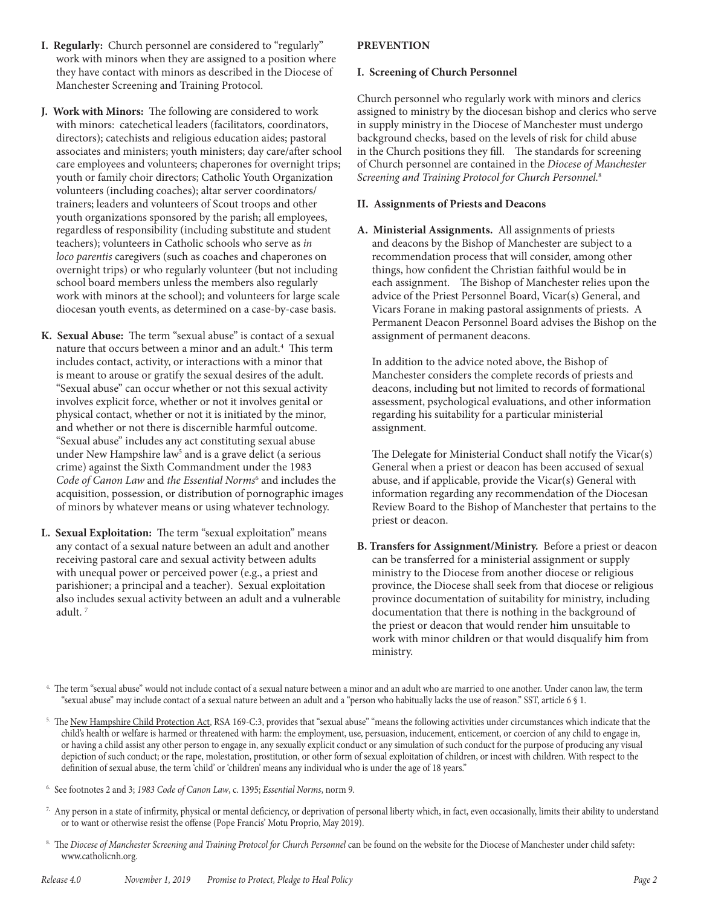**I. Regularly:** Church personnel are considered to "regularly" work with minors when they are assigned to a position where they have contact with minors as described in the Diocese of Manchester Screening and Training Protocol.

**J. Work with Minors:** The following are considered to work with minors: catechetical leaders (facilitators, coordinators, directors); catechists and religious education aides; pastoral associates and ministers; youth ministers; day care/after school care employees and volunteers; chaperones for overnight trips; youth or family choir directors; Catholic Youth Organization volunteers (including coaches); altar server coordinators/trainers; leaders and volunteers of Scout troops and other youth organizations sponsored by the parish; all employees, regardless of responsibility (including substitute and student teachers); volunteers in Catholic schools who serve as *in loco parentis* caregivers (such as coaches and chaperones on overnight trips) or who regularly volunteer (but not including school board members unless the members also regularly work with minors at the school); and volunteers for large scale diocesan youth events, as determined on a case-by-case basis.

**K. Sexual Abuse:** The term "sexual abuse" is contact of a sexual nature that occurs between a minor and an adult.[4] This term includes contact, activity, or interactions with a minor that is meant to arouse or gratify the sexual desires of the adult. "Sexual abuse" can occur whether or not this sexual activity involves explicit force, whether or not it involves genital or physical contact, whether or not it is initiated by the minor, and whether or not there is discernible harmful outcome. "Sexual abuse" includes any act constituting sexual abuse under New Hampshire law[5] and is a grave delict (a serious crime) against the Sixth Commandment under the 1983 *Code of Canon Law* and *the Essential Norms*[6] and includes the acquisition, possession, or distribution of pornographic images of minors by whatever means or using whatever technology.

**L. Sexual Exploitation:** The term "sexual exploitation" means any contact of a sexual nature between an adult and another receiving pastoral care and sexual activity between adults with unequal power or perceived power (e.g., a priest and parishioner; a principal and a teacher). Sexual exploitation also includes sexual activity between an adult and a vulnerable adult.[7]

## PREVENTION

### I. Screening of Church Personnel

Church personnel who regularly work with minors and clerics assigned to ministry by the diocesan bishop and clerics who serve in supply ministry in the Diocese of Manchester must undergo background checks, based on the levels of risk for child abuse in the Church positions they fill. The standards for screening of Church personnel are contained in the *Diocese of Manchester Screening and Training Protocol for Church Personnel.*[8]

### II. Assignments of Priests and Deacons

**A. Ministerial Assignments.** All assignments of priests and deacons by the Bishop of Manchester are subject to a recommendation process that will consider, among other things, how confident the Christian faithful would be in each assignment. The Bishop of Manchester relies upon the advice of the Priest Personnel Board, Vicar(s) General, and Vicars Forane in making pastoral assignments of priests. A Permanent Deacon Personnel Board advises the Bishop on the assignment of permanent deacons.

In addition to the advice noted above, the Bishop of Manchester considers the complete records of priests and deacons, including but not limited to records of formational assessment, psychological evaluations, and other information regarding his suitability for a particular ministerial assignment.

The Delegate for Ministerial Conduct shall notify the Vicar(s) General when a priest or deacon has been accused of sexual abuse, and if applicable, provide the Vicar(s) General with information regarding any recommendation of the Diocesan Review Board to the Bishop of Manchester that pertains to the priest or deacon.

**B. Transfers for Assignment/Ministry.** Before a priest or deacon can be transferred for a ministerial assignment or supply ministry to the Diocese from another diocese or religious province, the Diocese shall seek from that diocese or religious province documentation of suitability for ministry, including documentation that there is nothing in the background of the priest or deacon that would render him unsuitable to work with minor children or that would disqualify him from ministry.

---

[4] The term "sexual abuse" would not include contact of a sexual nature between a minor and an adult who are married to one another. Under canon law, the term "sexual abuse" may include contact of a sexual nature between an adult and a "person who habitually lacks the use of reason." SST, article 6 § 1.

[5] The New Hampshire Child Protection Act, RSA 169-C:3, provides that "sexual abuse" "means the following activities under circumstances which indicate that the child's health or welfare is harmed or threatened with harm: the employment, use, persuasion, inducement, enticement, or coercion of any child to engage in, or having a child assist any other person to engage in, any sexually explicit conduct or any simulation of such conduct for the purpose of producing any visual depiction of such conduct; or the rape, molestation, prostitution, or other form of sexual exploitation of children, or incest with children. With respect to the definition of sexual abuse, the term 'child' or 'children' means any individual who is under the age of 18 years."

[6] See footnotes 2 and 3; *1983 Code of Canon Law*, c. 1395; *Essential Norms*, norm 9.

[7] Any person in a state of infirmity, physical or mental deficiency, or deprivation of personal liberty which, in fact, even occasionally, limits their ability to understand or to want or otherwise resist the offense (Pope Francis' Motu Proprio, May 2019).

[8] The *Diocese of Manchester Screening and Training Protocol for Church Personnel* can be found on the website for the Diocese of Manchester under child safety: www.catholicnh.org.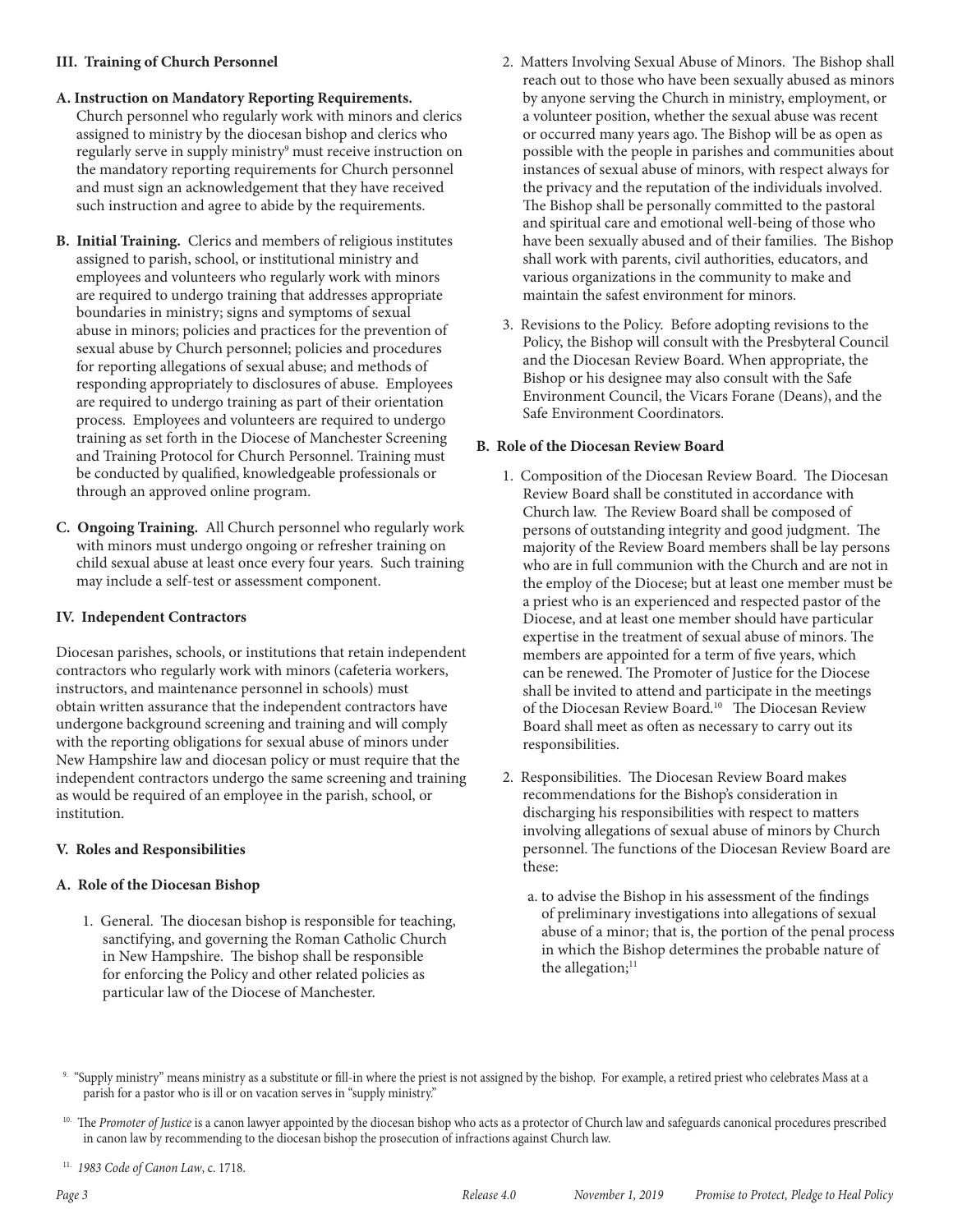## III. Training of Church Personnel

**A. Instruction on Mandatory Reporting Requirements.** Church personnel who regularly work with minors and clerics assigned to ministry by the diocesan bishop and clerics who regularly serve in supply ministry[9] must receive instruction on the mandatory reporting requirements for Church personnel and must sign an acknowledgement that they have received such instruction and agree to abide by the requirements.

**B. Initial Training.** Clerics and members of religious institutes assigned to parish, school, or institutional ministry and employees and volunteers who regularly work with minors are required to undergo training that addresses appropriate boundaries in ministry; signs and symptoms of sexual abuse in minors; policies and practices for the prevention of sexual abuse by Church personnel; policies and procedures for reporting allegations of sexual abuse; and methods of responding appropriately to disclosures of abuse. Employees are required to undergo training as part of their orientation process. Employees and volunteers are required to undergo training as set forth in the Diocese of Manchester Screening and Training Protocol for Church Personnel. Training must be conducted by qualified, knowledgeable professionals or through an approved online program.

**C. Ongoing Training.** All Church personnel who regularly work with minors must undergo ongoing or refresher training on child sexual abuse at least once every four years. Such training may include a self-test or assessment component.

## IV. Independent Contractors

Diocesan parishes, schools, or institutions that retain independent contractors who regularly work with minors (cafeteria workers, instructors, and maintenance personnel in schools) must obtain written assurance that the independent contractors have undergone background screening and training and will comply with the reporting obligations for sexual abuse of minors under New Hampshire law and diocesan policy or must require that the independent contractors undergo the same screening and training as would be required of an employee in the parish, school, or institution.

## V. Roles and Responsibilities

### A. Role of the Diocesan Bishop

1. General. The diocesan bishop is responsible for teaching, sanctifying, and governing the Roman Catholic Church in New Hampshire. The bishop shall be responsible for enforcing the Policy and other related policies as particular law of the Diocese of Manchester.

2. Matters Involving Sexual Abuse of Minors. The Bishop shall reach out to those who have been sexually abused as minors by anyone serving the Church in ministry, employment, or a volunteer position, whether the sexual abuse was recent or occurred many years ago. The Bishop will be as open as possible with the people in parishes and communities about instances of sexual abuse of minors, with respect always for the privacy and the reputation of the individuals involved. The Bishop shall be personally committed to the pastoral and spiritual care and emotional well-being of those who have been sexually abused and of their families. The Bishop shall work with parents, civil authorities, educators, and various organizations in the community to make and maintain the safest environment for minors.

3. Revisions to the Policy. Before adopting revisions to the Policy, the Bishop will consult with the Presbyteral Council and the Diocesan Review Board. When appropriate, the Bishop or his designee may also consult with the Safe Environment Council, the Vicars Forane (Deans), and the Safe Environment Coordinators.

### B. Role of the Diocesan Review Board

1. Composition of the Diocesan Review Board. The Diocesan Review Board shall be constituted in accordance with Church law. The Review Board shall be composed of persons of outstanding integrity and good judgment. The majority of the Review Board members shall be lay persons who are in full communion with the Church and are not in the employ of the Diocese; but at least one member must be a priest who is an experienced and respected pastor of the Diocese, and at least one member should have particular expertise in the treatment of sexual abuse of minors. The members are appointed for a term of five years, which can be renewed. The Promoter of Justice for the Diocese shall be invited to attend and participate in the meetings of the Diocesan Review Board.[10] The Diocesan Review Board shall meet as often as necessary to carry out its responsibilities.

2. Responsibilities. The Diocesan Review Board makes recommendations for the Bishop's consideration in discharging his responsibilities with respect to matters involving allegations of sexual abuse of minors by Church personnel. The functions of the Diocesan Review Board are these:

   a. to advise the Bishop in his assessment of the findings of preliminary investigations into allegations of sexual abuse of a minor; that is, the portion of the penal process in which the Bishop determines the probable nature of the allegation;[11]

---

[9] "Supply ministry" means ministry as a substitute or fill-in where the priest is not assigned by the bishop. For example, a retired priest who celebrates Mass at a parish for a pastor who is ill or on vacation serves in "supply ministry."

[10] The *Promoter of Justice* is a canon lawyer appointed by the diocesan bishop who acts as a protector of Church law and safeguards canonical procedures prescribed in canon law by recommending to the diocesan bishop the prosecution of infractions against Church law.

[11] *1983 Code of Canon Law*, c. 1718.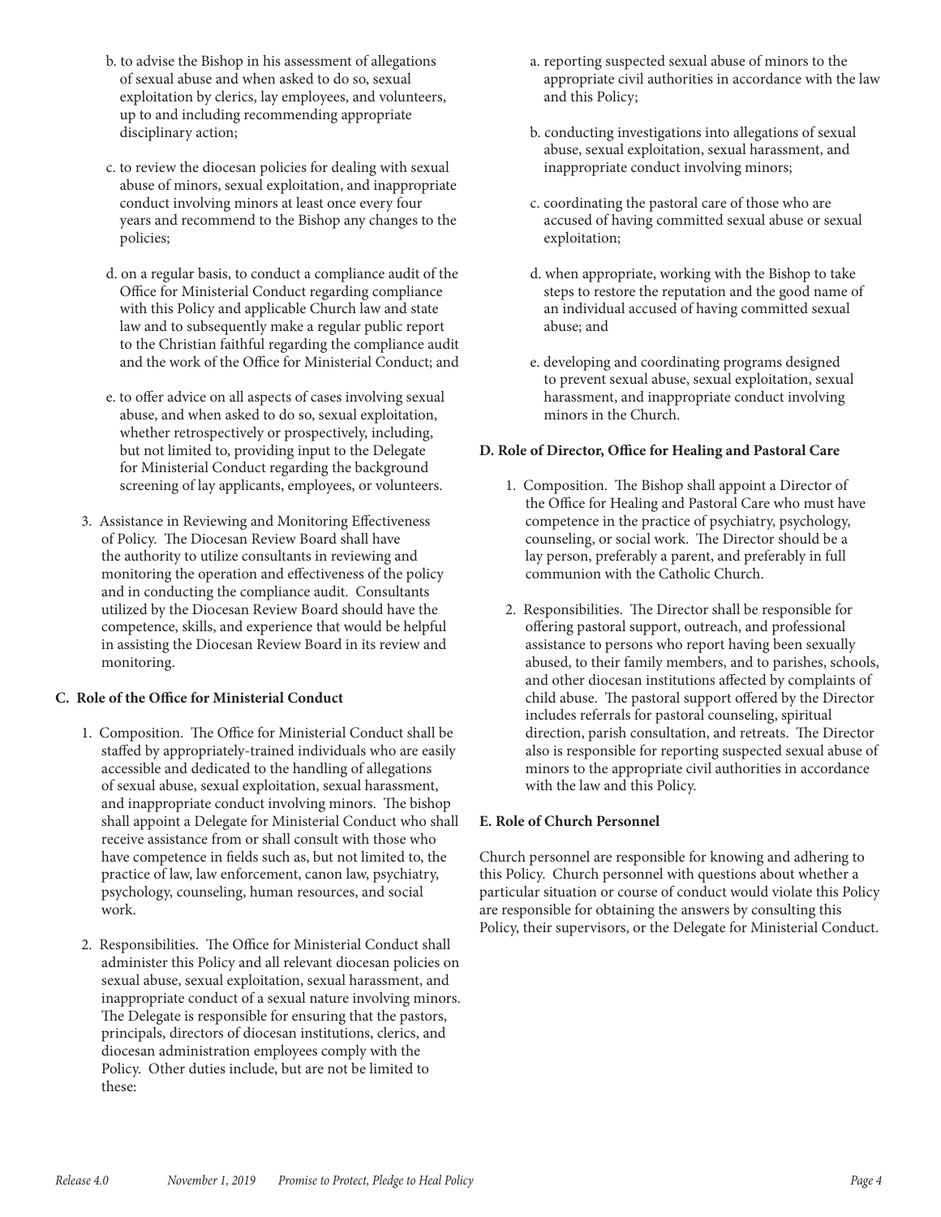b. to advise the Bishop in his assessment of allegations of sexual abuse and when asked to do so, sexual exploitation by clerics, lay employees, and volunteers, up to and including recommending appropriate disciplinary action;

c. to review the diocesan policies for dealing with sexual abuse of minors, sexual exploitation, and inappropriate conduct involving minors at least once every four years and recommend to the Bishop any changes to the policies;

d. on a regular basis, to conduct a compliance audit of the Office for Ministerial Conduct regarding compliance with this Policy and applicable Church law and state law and to subsequently make a regular public report to the Christian faithful regarding the compliance audit and the work of the Office for Ministerial Conduct; and

e. to offer advice on all aspects of cases involving sexual abuse, and when asked to do so, sexual exploitation, whether retrospectively or prospectively, including, but not limited to, providing input to the Delegate for Ministerial Conduct regarding the background screening of lay applicants, employees, or volunteers.

3. Assistance in Reviewing and Monitoring Effectiveness of Policy. The Diocesan Review Board shall have the authority to utilize consultants in reviewing and monitoring the operation and effectiveness of the policy and in conducting the compliance audit. Consultants utilized by the Diocesan Review Board should have the competence, skills, and experience that would be helpful in assisting the Diocesan Review Board in its review and monitoring.

**C. Role of the Office for Ministerial Conduct**

1. Composition. The Office for Ministerial Conduct shall be staffed by appropriately-trained individuals who are easily accessible and dedicated to the handling of allegations of sexual abuse, sexual exploitation, sexual harassment, and inappropriate conduct involving minors. The bishop shall appoint a Delegate for Ministerial Conduct who shall receive assistance from or shall consult with those who have competence in fields such as, but not limited to, the practice of law, law enforcement, canon law, psychiatry, psychology, counseling, human resources, and social work.

2. Responsibilities. The Office for Ministerial Conduct shall administer this Policy and all relevant diocesan policies on sexual abuse, sexual exploitation, sexual harassment, and inappropriate conduct of a sexual nature involving minors. The Delegate is responsible for ensuring that the pastors, principals, directors of diocesan institutions, clerics, and diocesan administration employees comply with the Policy. Other duties include, but are not be limited to these:

   a. reporting suspected sexual abuse of minors to the appropriate civil authorities in accordance with the law and this Policy;

   b. conducting investigations into allegations of sexual abuse, sexual exploitation, sexual harassment, and inappropriate conduct involving minors;

   c. coordinating the pastoral care of those who are accused of having committed sexual abuse or sexual exploitation;

   d. when appropriate, working with the Bishop to take steps to restore the reputation and the good name of an individual accused of having committed sexual abuse; and

   e. developing and coordinating programs designed to prevent sexual abuse, sexual exploitation, sexual harassment, and inappropriate conduct involving minors in the Church.

**D. Role of Director, Office for Healing and Pastoral Care**

1. Composition. The Bishop shall appoint a Director of the Office for Healing and Pastoral Care who must have competence in the practice of psychiatry, psychology, counseling, or social work. The Director should be a lay person, preferably a parent, and preferably in full communion with the Catholic Church.

2. Responsibilities. The Director shall be responsible for offering pastoral support, outreach, and professional assistance to persons who report having been sexually abused, to their family members, and to parishes, schools, and other diocesan institutions affected by complaints of child abuse. The pastoral support offered by the Director includes referrals for pastoral counseling, spiritual direction, parish consultation, and retreats. The Director also is responsible for reporting suspected sexual abuse of minors to the appropriate civil authorities in accordance with the law and this Policy.

**E. Role of Church Personnel**

Church personnel are responsible for knowing and adhering to this Policy. Church personnel with questions about whether a particular situation or course of conduct would violate this Policy are responsible for obtaining the answers by consulting this Policy, their supervisors, or the Delegate for Ministerial Conduct.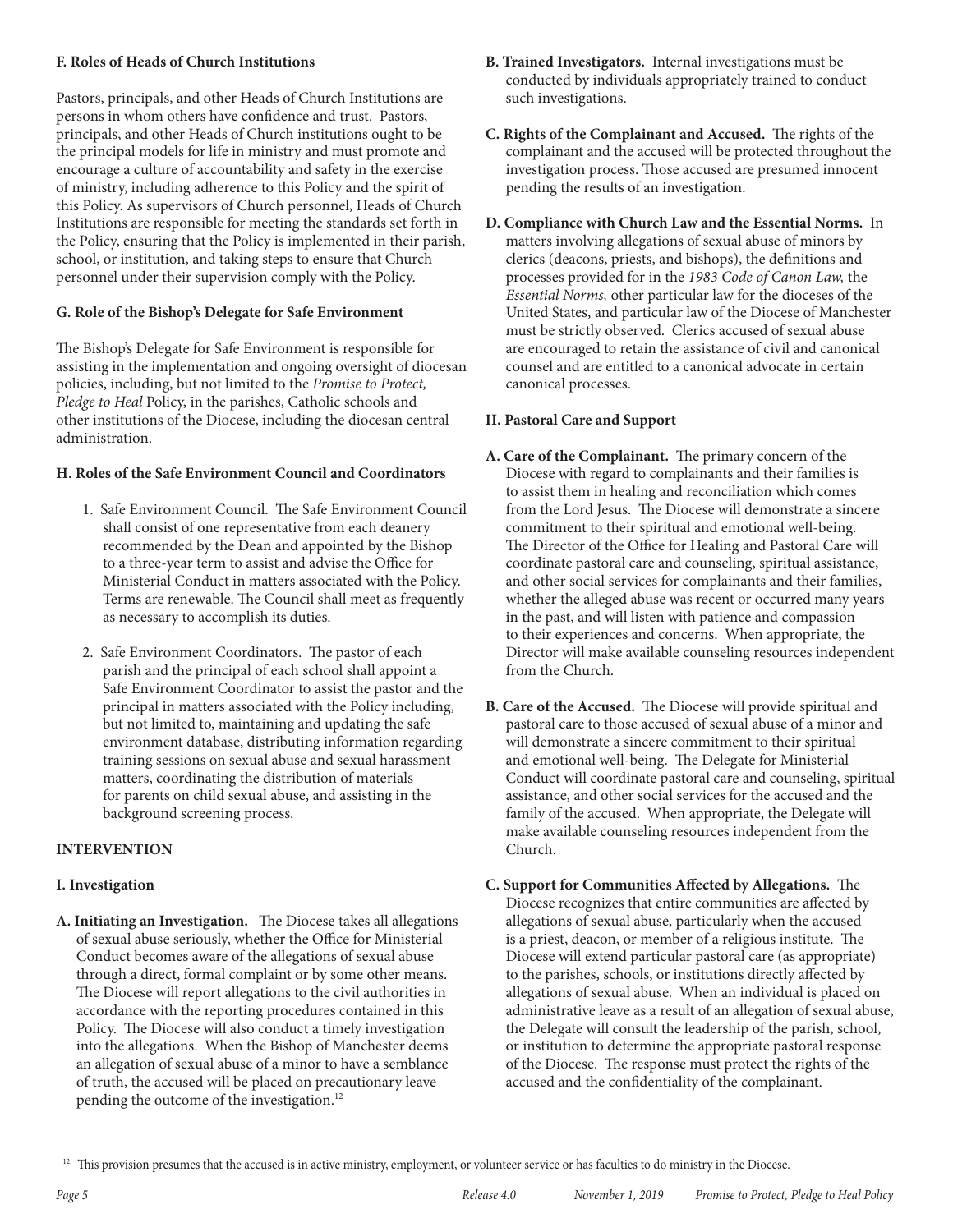**F. Roles of Heads of Church Institutions**

Pastors, principals, and other Heads of Church Institutions are persons in whom others have confidence and trust. Pastors, principals, and other Heads of Church institutions ought to be the principal models for life in ministry and must promote and encourage a culture of accountability and safety in the exercise of ministry, including adherence to this Policy and the spirit of this Policy. As supervisors of Church personnel, Heads of Church Institutions are responsible for meeting the standards set forth in the Policy, ensuring that the Policy is implemented in their parish, school, or institution, and taking steps to ensure that Church personnel under their supervision comply with the Policy.

**G. Role of the Bishop's Delegate for Safe Environment**

The Bishop's Delegate for Safe Environment is responsible for assisting in the implementation and ongoing oversight of diocesan policies, including, but not limited to the *Promise to Protect, Pledge to Heal* Policy, in the parishes, Catholic schools and other institutions of the Diocese, including the diocesan central administration.

**H. Roles of the Safe Environment Council and Coordinators**

1. Safe Environment Council. The Safe Environment Council shall consist of one representative from each deanery recommended by the Dean and appointed by the Bishop to a three-year term to assist and advise the Office for Ministerial Conduct in matters associated with the Policy. Terms are renewable. The Council shall meet as frequently as necessary to accomplish its duties.

2. Safe Environment Coordinators. The pastor of each parish and the principal of each school shall appoint a Safe Environment Coordinator to assist the pastor and the principal in matters associated with the Policy including, but not limited to, maintaining and updating the safe environment database, distributing information regarding training sessions on sexual abuse and sexual harassment matters, coordinating the distribution of materials for parents on child sexual abuse, and assisting in the background screening process.

**INTERVENTION**

**I. Investigation**

**A. Initiating an Investigation.** The Diocese takes all allegations of sexual abuse seriously, whether the Office for Ministerial Conduct becomes aware of the allegations of sexual abuse through a direct, formal complaint or by some other means. The Diocese will report allegations to the civil authorities in accordance with the reporting procedures contained in this Policy. The Diocese will also conduct a timely investigation into the allegations. When the Bishop of Manchester deems an allegation of sexual abuse of a minor to have a semblance of truth, the accused will be placed on precautionary leave pending the outcome of the investigation.[12]

**B. Trained Investigators.** Internal investigations must be conducted by individuals appropriately trained to conduct such investigations.

**C. Rights of the Complainant and Accused.** The rights of the complainant and the accused will be protected throughout the investigation process. Those accused are presumed innocent pending the results of an investigation.

**D. Compliance with Church Law and the Essential Norms.** In matters involving allegations of sexual abuse of minors by clerics (deacons, priests, and bishops), the definitions and processes provided for in the *1983 Code of Canon Law,* the *Essential Norms,* other particular law for the dioceses of the United States, and particular law of the Diocese of Manchester must be strictly observed. Clerics accused of sexual abuse are encouraged to retain the assistance of civil and canonical counsel and are entitled to a canonical advocate in certain canonical processes.

**II. Pastoral Care and Support**

**A. Care of the Complainant.** The primary concern of the Diocese with regard to complainants and their families is to assist them in healing and reconciliation which comes from the Lord Jesus. The Diocese will demonstrate a sincere commitment to their spiritual and emotional well-being. The Director of the Office for Healing and Pastoral Care will coordinate pastoral care and counseling, spiritual assistance, and other social services for complainants and their families, whether the alleged abuse was recent or occurred many years in the past, and will listen with patience and compassion to their experiences and concerns. When appropriate, the Director will make available counseling resources independent from the Church.

**B. Care of the Accused.** The Diocese will provide spiritual and pastoral care to those accused of sexual abuse of a minor and will demonstrate a sincere commitment to their spiritual and emotional well-being. The Delegate for Ministerial Conduct will coordinate pastoral care and counseling, spiritual assistance, and other social services for the accused and the family of the accused. When appropriate, the Delegate will make available counseling resources independent from the Church.

**C. Support for Communities Affected by Allegations.** The Diocese recognizes that entire communities are affected by allegations of sexual abuse, particularly when the accused is a priest, deacon, or member of a religious institute. The Diocese will extend particular pastoral care (as appropriate) to the parishes, schools, or institutions directly affected by allegations of sexual abuse. When an individual is placed on administrative leave as a result of an allegation of sexual abuse, the Delegate will consult the leadership of the parish, school, or institution to determine the appropriate pastoral response of the Diocese. The response must protect the rights of the accused and the confidentiality of the complainant.

[12] This provision presumes that the accused is in active ministry, employment, or volunteer service or has faculties to do ministry in the Diocese.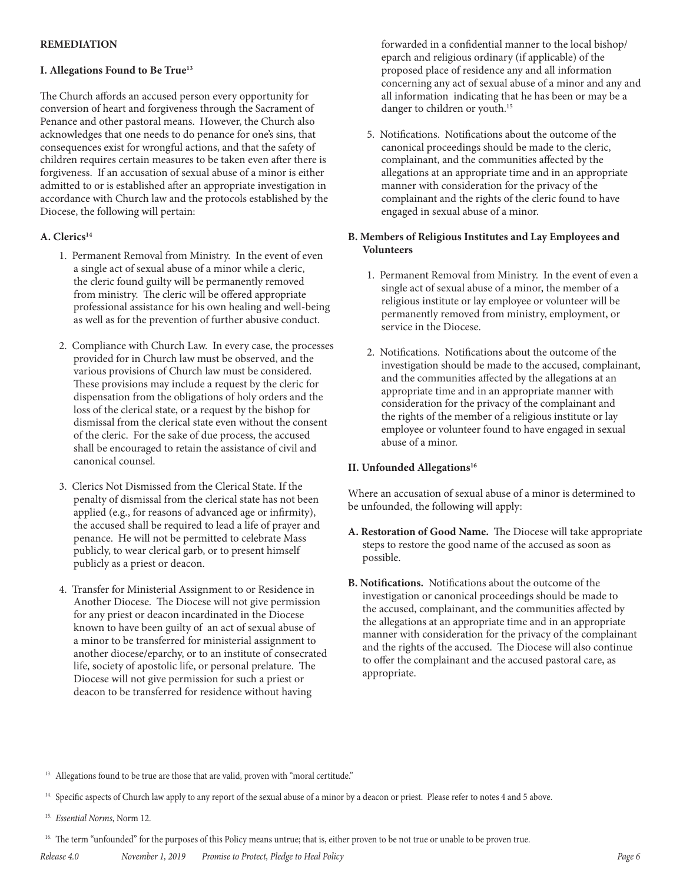## REMEDIATION

### I. Allegations Found to Be True[13]

The Church affords an accused person every opportunity for conversion of heart and forgiveness through the Sacrament of Penance and other pastoral means. However, the Church also acknowledges that one needs to do penance for one's sins, that consequences exist for wrongful actions, and that the safety of children requires certain measures to be taken even after there is forgiveness. If an accusation of sexual abuse of a minor is either admitted to or is established after an appropriate investigation in accordance with Church law and the protocols established by the Diocese, the following will pertain:

#### A. Clerics[14]

1. Permanent Removal from Ministry. In the event of even a single act of sexual abuse of a minor while a cleric, the cleric found guilty will be permanently removed from ministry. The cleric will be offered appropriate professional assistance for his own healing and well-being as well as for the prevention of further abusive conduct.

2. Compliance with Church Law. In every case, the processes provided for in Church law must be observed, and the various provisions of Church law must be considered. These provisions may include a request by the cleric for dispensation from the obligations of holy orders and the loss of the clerical state, or a request by the bishop for dismissal from the clerical state even without the consent of the cleric. For the sake of due process, the accused shall be encouraged to retain the assistance of civil and canonical counsel.

3. Clerics Not Dismissed from the Clerical State. If the penalty of dismissal from the clerical state has not been applied (e.g., for reasons of advanced age or infirmity), the accused shall be required to lead a life of prayer and penance. He will not be permitted to celebrate Mass publicly, to wear clerical garb, or to present himself publicly as a priest or deacon.

4. Transfer for Ministerial Assignment to or Residence in Another Diocese. The Diocese will not give permission for any priest or deacon incardinated in the Diocese known to have been guilty of an act of sexual abuse of a minor to be transferred for ministerial assignment to another diocese/eparchy, or to an institute of consecrated life, society of apostolic life, or personal prelature. The Diocese will not give permission for such a priest or deacon to be transferred for residence without having forwarded in a confidential manner to the local bishop/eparch and religious ordinary (if applicable) of the proposed place of residence any and all information concerning any act of sexual abuse of a minor and any and all information indicating that he has been or may be a danger to children or youth.[15]

5. Notifications. Notifications about the outcome of the canonical proceedings should be made to the cleric, complainant, and the communities affected by the allegations at an appropriate time and in an appropriate manner with consideration for the privacy of the complainant and the rights of the cleric found to have engaged in sexual abuse of a minor.

#### B. Members of Religious Institutes and Lay Employees and Volunteers

1. Permanent Removal from Ministry. In the event of even a single act of sexual abuse of a minor, the member of a religious institute or lay employee or volunteer will be permanently removed from ministry, employment, or service in the Diocese.

2. Notifications. Notifications about the outcome of the investigation should be made to the accused, complainant, and the communities affected by the allegations at an appropriate time and in an appropriate manner with consideration for the privacy of the complainant and the rights of the member of a religious institute or lay employee or volunteer found to have engaged in sexual abuse of a minor.

### II. Unfounded Allegations[16]

Where an accusation of sexual abuse of a minor is determined to be unfounded, the following will apply:

**A. Restoration of Good Name.** The Diocese will take appropriate steps to restore the good name of the accused as soon as possible.

**B. Notifications.** Notifications about the outcome of the investigation or canonical proceedings should be made to the accused, complainant, and the communities affected by the allegations at an appropriate time and in an appropriate manner with consideration for the privacy of the complainant and the rights of the accused. The Diocese will also continue to offer the complainant and the accused pastoral care, as appropriate.

---

[13] Allegations found to be true are those that are valid, proven with "moral certitude."

[14] Specific aspects of Church law apply to any report of the sexual abuse of a minor by a deacon or priest. Please refer to notes 4 and 5 above.

[15] *Essential Norms*, Norm 12.

[16] The term "unfounded" for the purposes of this Policy means untrue; that is, either proven to be not true or unable to be proven true.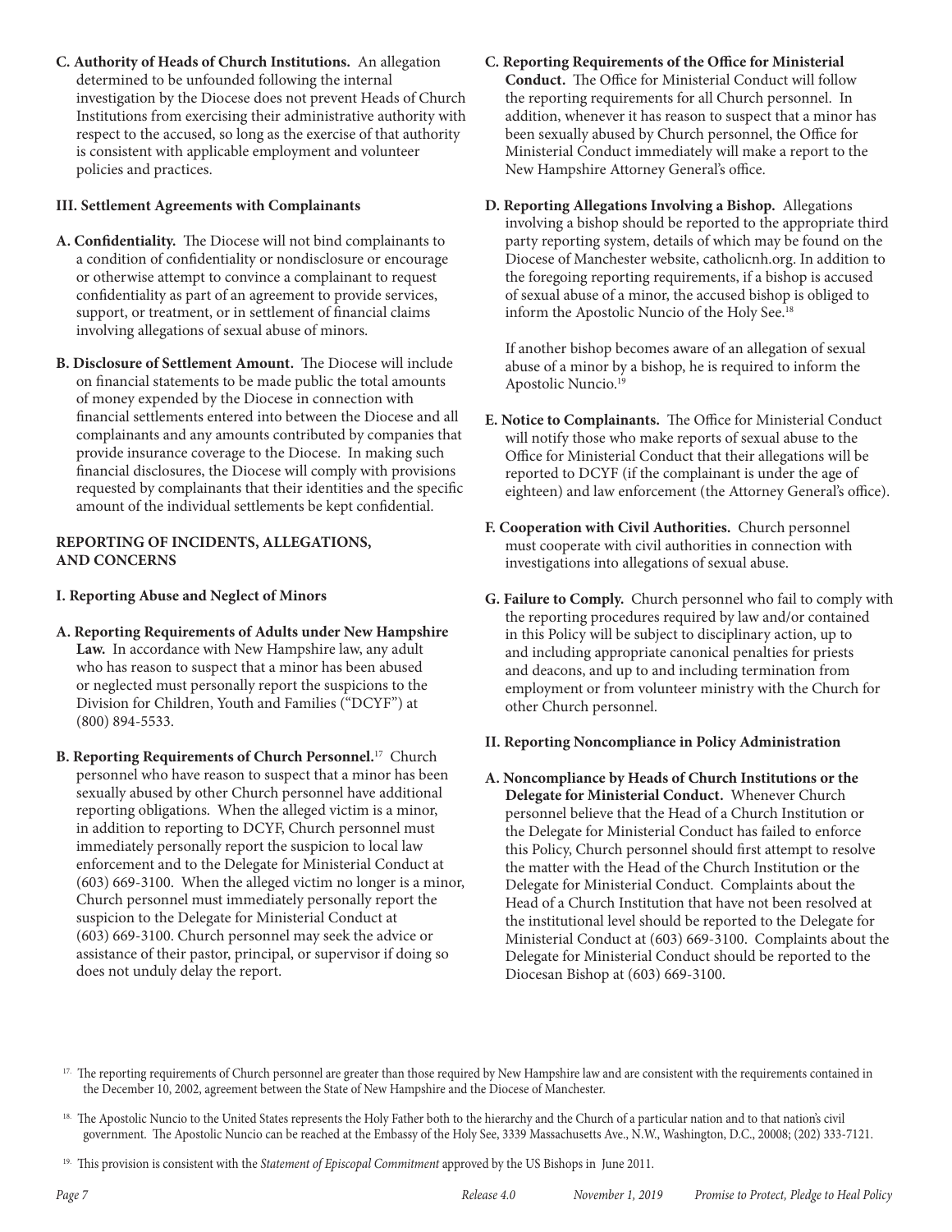**C. Authority of Heads of Church Institutions.** An allegation determined to be unfounded following the internal investigation by the Diocese does not prevent Heads of Church Institutions from exercising their administrative authority with respect to the accused, so long as the exercise of that authority is consistent with applicable employment and volunteer policies and practices.

**III. Settlement Agreements with Complainants**

**A. Confidentiality.** The Diocese will not bind complainants to a condition of confidentiality or nondisclosure or encourage or otherwise attempt to convince a complainant to request confidentiality as part of an agreement to provide services, support, or treatment, or in settlement of financial claims involving allegations of sexual abuse of minors.

**B. Disclosure of Settlement Amount.** The Diocese will include on financial statements to be made public the total amounts of money expended by the Diocese in connection with financial settlements entered into between the Diocese and all complainants and any amounts contributed by companies that provide insurance coverage to the Diocese. In making such financial disclosures, the Diocese will comply with provisions requested by complainants that their identities and the specific amount of the individual settlements be kept confidential.

## REPORTING OF INCIDENTS, ALLEGATIONS, AND CONCERNS

**I. Reporting Abuse and Neglect of Minors**

**A. Reporting Requirements of Adults under New Hampshire Law.** In accordance with New Hampshire law, any adult who has reason to suspect that a minor has been abused or neglected must personally report the suspicions to the Division for Children, Youth and Families ("DCYF") at (800) 894-5533.

**B. Reporting Requirements of Church Personnel.**[17] Church personnel who have reason to suspect that a minor has been sexually abused by other Church personnel have additional reporting obligations. When the alleged victim is a minor, in addition to reporting to DCYF, Church personnel must immediately personally report the suspicion to local law enforcement and to the Delegate for Ministerial Conduct at (603) 669-3100. When the alleged victim no longer is a minor, Church personnel must immediately personally report the suspicion to the Delegate for Ministerial Conduct at (603) 669-3100. Church personnel may seek the advice or assistance of their pastor, principal, or supervisor if doing so does not unduly delay the report.

**C. Reporting Requirements of the Office for Ministerial Conduct.** The Office for Ministerial Conduct will follow the reporting requirements for all Church personnel. In addition, whenever it has reason to suspect that a minor has been sexually abused by Church personnel, the Office for Ministerial Conduct immediately will make a report to the New Hampshire Attorney General's office.

**D. Reporting Allegations Involving a Bishop.** Allegations involving a bishop should be reported to the appropriate third party reporting system, details of which may be found on the Diocese of Manchester website, catholicnh.org. In addition to the foregoing reporting requirements, if a bishop is accused of sexual abuse of a minor, the accused bishop is obliged to inform the Apostolic Nuncio of the Holy See.[18]

If another bishop becomes aware of an allegation of sexual abuse of a minor by a bishop, he is required to inform the Apostolic Nuncio.[19]

**E. Notice to Complainants.** The Office for Ministerial Conduct will notify those who make reports of sexual abuse to the Office for Ministerial Conduct that their allegations will be reported to DCYF (if the complainant is under the age of eighteen) and law enforcement (the Attorney General's office).

**F. Cooperation with Civil Authorities.** Church personnel must cooperate with civil authorities in connection with investigations into allegations of sexual abuse.

**G. Failure to Comply.** Church personnel who fail to comply with the reporting procedures required by law and/or contained in this Policy will be subject to disciplinary action, up to and including appropriate canonical penalties for priests and deacons, and up to and including termination from employment or from volunteer ministry with the Church for other Church personnel.

**II. Reporting Noncompliance in Policy Administration**

**A. Noncompliance by Heads of Church Institutions or the Delegate for Ministerial Conduct.** Whenever Church personnel believe that the Head of a Church Institution or the Delegate for Ministerial Conduct has failed to enforce this Policy, Church personnel should first attempt to resolve the matter with the Head of the Church Institution or the Delegate for Ministerial Conduct. Complaints about the Head of a Church Institution that have not been resolved at the institutional level should be reported to the Delegate for Ministerial Conduct at (603) 669-3100. Complaints about the Delegate for Ministerial Conduct should be reported to the Diocesan Bishop at (603) 669-3100.

---

[17] The reporting requirements of Church personnel are greater than those required by New Hampshire law and are consistent with the requirements contained in the December 10, 2002, agreement between the State of New Hampshire and the Diocese of Manchester.

[18] The Apostolic Nuncio to the United States represents the Holy Father both to the hierarchy and the Church of a particular nation and to that nation's civil government. The Apostolic Nuncio can be reached at the Embassy of the Holy See, 3339 Massachusetts Ave., N.W., Washington, D.C., 20008; (202) 333-7121.

[19] This provision is consistent with the *Statement of Episcopal Commitment* approved by the US Bishops in June 2011.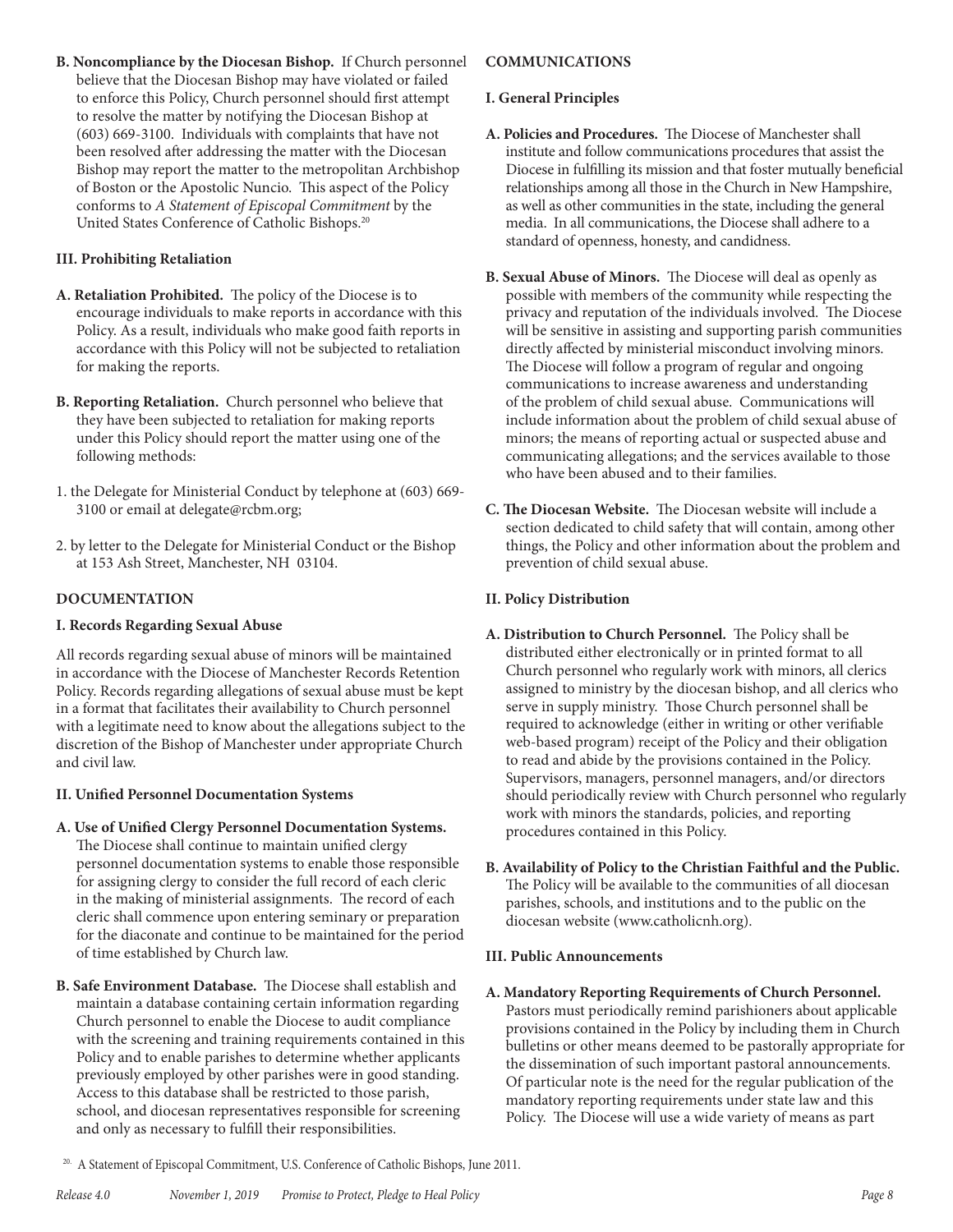**B. Noncompliance by the Diocesan Bishop.** If Church personnel believe that the Diocesan Bishop may have violated or failed to enforce this Policy, Church personnel should first attempt to resolve the matter by notifying the Diocesan Bishop at (603) 669-3100. Individuals with complaints that have not been resolved after addressing the matter with the Diocesan Bishop may report the matter to the metropolitan Archbishop of Boston or the Apostolic Nuncio. This aspect of the Policy conforms to *A Statement of Episcopal Commitment* by the United States Conference of Catholic Bishops.[20]

**III. Prohibiting Retaliation**

**A. Retaliation Prohibited.** The policy of the Diocese is to encourage individuals to make reports in accordance with this Policy. As a result, individuals who make good faith reports in accordance with this Policy will not be subjected to retaliation for making the reports.

**B. Reporting Retaliation.** Church personnel who believe that they have been subjected to retaliation for making reports under this Policy should report the matter using one of the following methods:

1. the Delegate for Ministerial Conduct by telephone at (603) 669-3100 or email at delegate@rcbm.org;
2. by letter to the Delegate for Ministerial Conduct or the Bishop at 153 Ash Street, Manchester, NH 03104.

**DOCUMENTATION**

**I. Records Regarding Sexual Abuse**

All records regarding sexual abuse of minors will be maintained in accordance with the Diocese of Manchester Records Retention Policy. Records regarding allegations of sexual abuse must be kept in a format that facilitates their availability to Church personnel with a legitimate need to know about the allegations subject to the discretion of the Bishop of Manchester under appropriate Church and civil law.

**II. Unified Personnel Documentation Systems**

**A. Use of Unified Clergy Personnel Documentation Systems.** The Diocese shall continue to maintain unified clergy personnel documentation systems to enable those responsible for assigning clergy to consider the full record of each cleric in the making of ministerial assignments. The record of each cleric shall commence upon entering seminary or preparation for the diaconate and continue to be maintained for the period of time established by Church law.

**B. Safe Environment Database.** The Diocese shall establish and maintain a database containing certain information regarding Church personnel to enable the Diocese to audit compliance with the screening and training requirements contained in this Policy and to enable parishes to determine whether applicants previously employed by other parishes were in good standing. Access to this database shall be restricted to those parish, school, and diocesan representatives responsible for screening and only as necessary to fulfill their responsibilities.

**COMMUNICATIONS**

**I. General Principles**

**A. Policies and Procedures.** The Diocese of Manchester shall institute and follow communications procedures that assist the Diocese in fulfilling its mission and that foster mutually beneficial relationships among all those in the Church in New Hampshire, as well as other communities in the state, including the general media. In all communications, the Diocese shall adhere to a standard of openness, honesty, and candidness.

**B. Sexual Abuse of Minors.** The Diocese will deal as openly as possible with members of the community while respecting the privacy and reputation of the individuals involved. The Diocese will be sensitive in assisting and supporting parish communities directly affected by ministerial misconduct involving minors. The Diocese will follow a program of regular and ongoing communications to increase awareness and understanding of the problem of child sexual abuse. Communications will include information about the problem of child sexual abuse of minors; the means of reporting actual or suspected abuse and communicating allegations; and the services available to those who have been abused and to their families.

**C. The Diocesan Website.** The Diocesan website will include a section dedicated to child safety that will contain, among other things, the Policy and other information about the problem and prevention of child sexual abuse.

**II. Policy Distribution**

**A. Distribution to Church Personnel.** The Policy shall be distributed either electronically or in printed format to all Church personnel who regularly work with minors, all clerics assigned to ministry by the diocesan bishop, and all clerics who serve in supply ministry. Those Church personnel shall be required to acknowledge (either in writing or other verifiable web-based program) receipt of the Policy and their obligation to read and abide by the provisions contained in the Policy. Supervisors, managers, personnel managers, and/or directors should periodically review with Church personnel who regularly work with minors the standards, policies, and reporting procedures contained in this Policy.

**B. Availability of Policy to the Christian Faithful and the Public.** The Policy will be available to the communities of all diocesan parishes, schools, and institutions and to the public on the diocesan website (www.catholicnh.org).

**III. Public Announcements**

**A. Mandatory Reporting Requirements of Church Personnel.** Pastors must periodically remind parishioners about applicable provisions contained in the Policy by including them in Church bulletins or other means deemed to be pastorally appropriate for the dissemination of such important pastoral announcements. Of particular note is the need for the regular publication of the mandatory reporting requirements under state law and this Policy. The Diocese will use a wide variety of means as part

[20] A Statement of Episcopal Commitment, U.S. Conference of Catholic Bishops, June 2011.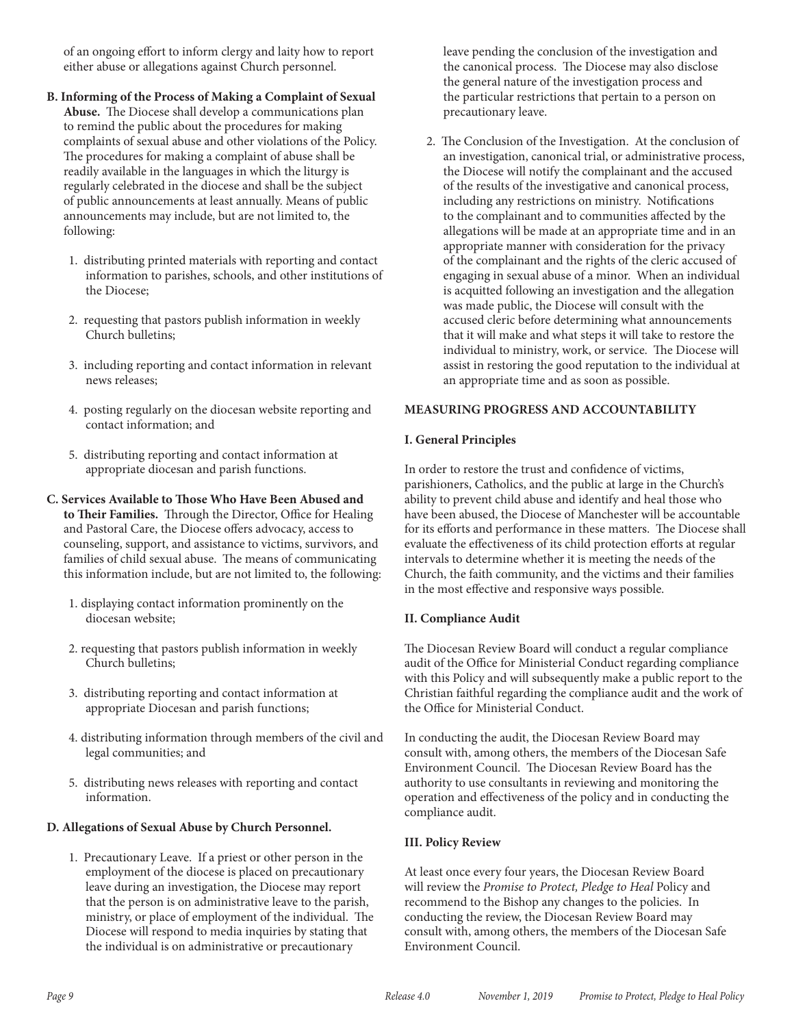of an ongoing effort to inform clergy and laity how to report either abuse or allegations against Church personnel.

**B. Informing of the Process of Making a Complaint of Sexual Abuse.** The Diocese shall develop a communications plan to remind the public about the procedures for making complaints of sexual abuse and other violations of the Policy. The procedures for making a complaint of abuse shall be readily available in the languages in which the liturgy is regularly celebrated in the diocese and shall be the subject of public announcements at least annually. Means of public announcements may include, but are not limited to, the following:

1. distributing printed materials with reporting and contact information to parishes, schools, and other institutions of the Diocese;
2. requesting that pastors publish information in weekly Church bulletins;
3. including reporting and contact information in relevant news releases;
4. posting regularly on the diocesan website reporting and contact information; and
5. distributing reporting and contact information at appropriate diocesan and parish functions.

**C. Services Available to Those Who Have Been Abused and to Their Families.** Through the Director, Office for Healing and Pastoral Care, the Diocese offers advocacy, access to counseling, support, and assistance to victims, survivors, and families of child sexual abuse. The means of communicating this information include, but are not limited to, the following:

1. displaying contact information prominently on the diocesan website;
2. requesting that pastors publish information in weekly Church bulletins;
3. distributing reporting and contact information at appropriate Diocesan and parish functions;
4. distributing information through members of the civil and legal communities; and
5. distributing news releases with reporting and contact information.

**D. Allegations of Sexual Abuse by Church Personnel.**

1. Precautionary Leave. If a priest or other person in the employment of the diocese is placed on precautionary leave during an investigation, the Diocese may report that the person is on administrative leave to the parish, ministry, or place of employment of the individual. The Diocese will respond to media inquiries by stating that the individual is on administrative or precautionary leave pending the conclusion of the investigation and the canonical process. The Diocese may also disclose the general nature of the investigation process and the particular restrictions that pertain to a person on precautionary leave.
2. The Conclusion of the Investigation. At the conclusion of an investigation, canonical trial, or administrative process, the Diocese will notify the complainant and the accused of the results of the investigative and canonical process, including any restrictions on ministry. Notifications to the complainant and to communities affected by the allegations will be made at an appropriate time and in an appropriate manner with consideration for the privacy of the complainant and the rights of the cleric accused of engaging in sexual abuse of a minor. When an individual is acquitted following an investigation and the allegation was made public, the Diocese will consult with the accused cleric before determining what announcements that it will make and what steps it will take to restore the individual to ministry, work, or service. The Diocese will assist in restoring the good reputation to the individual at an appropriate time and as soon as possible.

## MEASURING PROGRESS AND ACCOUNTABILITY

### I. General Principles

In order to restore the trust and confidence of victims, parishioners, Catholics, and the public at large in the Church's ability to prevent child abuse and identify and heal those who have been abused, the Diocese of Manchester will be accountable for its efforts and performance in these matters. The Diocese shall evaluate the effectiveness of its child protection efforts at regular intervals to determine whether it is meeting the needs of the Church, the faith community, and the victims and their families in the most effective and responsive ways possible.

### II. Compliance Audit

The Diocesan Review Board will conduct a regular compliance audit of the Office for Ministerial Conduct regarding compliance with this Policy and will subsequently make a public report to the Christian faithful regarding the compliance audit and the work of the Office for Ministerial Conduct.

In conducting the audit, the Diocesan Review Board may consult with, among others, the members of the Diocesan Safe Environment Council. The Diocesan Review Board has the authority to use consultants in reviewing and monitoring the operation and effectiveness of the policy and in conducting the compliance audit.

### III. Policy Review

At least once every four years, the Diocesan Review Board will review the *Promise to Protect, Pledge to Heal* Policy and recommend to the Bishop any changes to the policies. In conducting the review, the Diocesan Review Board may consult with, among others, the members of the Diocesan Safe Environment Council.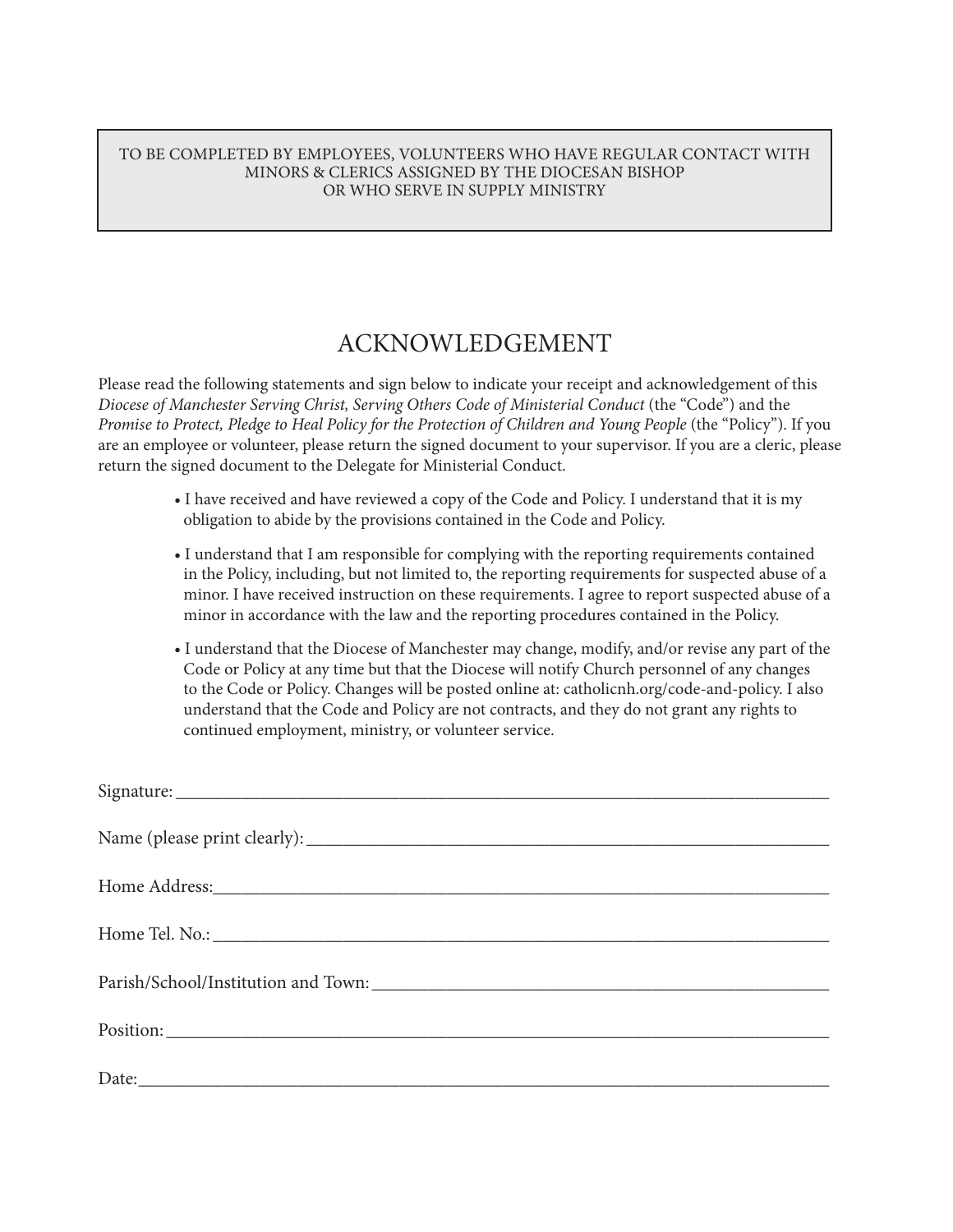TO BE COMPLETED BY EMPLOYEES, VOLUNTEERS WHO HAVE REGULAR CONTACT WITH MINORS & CLERICS ASSIGNED BY THE DIOCESAN BISHOP OR WHO SERVE IN SUPPLY MINISTRY

# ACKNOWLEDGEMENT

Please read the following statements and sign below to indicate your receipt and acknowledgement of this *Diocese of Manchester Serving Christ, Serving Others Code of Ministerial Conduct* (the "Code") and the *Promise to Protect, Pledge to Heal Policy for the Protection of Children and Young People* (the "Policy"). If you are an employee or volunteer, please return the signed document to your supervisor. If you are a cleric, please return the signed document to the Delegate for Ministerial Conduct.

- I have received and have reviewed a copy of the Code and Policy. I understand that it is my obligation to abide by the provisions contained in the Code and Policy.
- I understand that I am responsible for complying with the reporting requirements contained in the Policy, including, but not limited to, the reporting requirements for suspected abuse of a minor. I have received instruction on these requirements. I agree to report suspected abuse of a minor in accordance with the law and the reporting procedures contained in the Policy.
- I understand that the Diocese of Manchester may change, modify, and/or revise any part of the Code or Policy at any time but that the Diocese will notify Church personnel of any changes to the Code or Policy. Changes will be posted online at: catholicnh.org/code-and-policy. I also understand that the Code and Policy are not contracts, and they do not grant any rights to continued employment, ministry, or volunteer service.

Signature: ___________________________________________

Name (please print clearly): ___________________________________________

Home Address: ___________________________________________

Home Tel. No.: ___________________________________________

Parish/School/Institution and Town: ___________________________________________

Position: ___________________________________________

Date: ___________________________________________